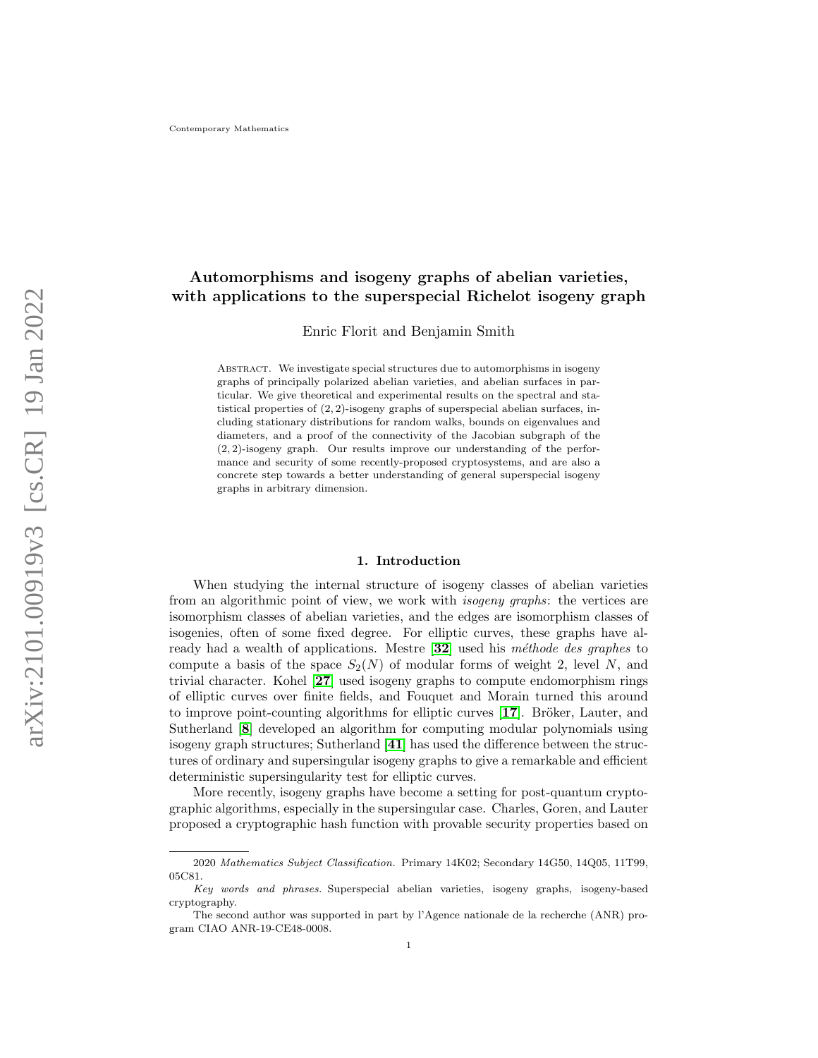# Automorphisms and isogeny graphs of abelian varieties, with applications to the superspecial Richelot isogeny graph

Enric Florit and Benjamin Smith

Abstract. We investigate special structures due to automorphisms in isogeny graphs of principally polarized abelian varieties, and abelian surfaces in particular. We give theoretical and experimental results on the spectral and statistical properties of $(2,2)$-isogeny graphs of superspecial abelian surfaces, including stationary distributions for random walks, bounds on eigenvalues and diameters, and a proof of the connectivity of the Jacobian subgraph of the $(2,2)$-isogeny graph. Our results improve our understanding of the performance and security of some recently-proposed cryptosystems, and are also a concrete step towards a better understanding of general superspecial isogeny graphs in arbitrary dimension.

## 1. Introduction

When studying the internal structure of isogeny classes of abelian varieties from an algorithmic point of view, we work with *isogeny graphs*: the vertices are isomorphism classes of abelian varieties, and the edges are isomorphism classes of isogenies, often of some fixed degree. For elliptic curves, these graphs have already had a wealth of applications. Mestre [32] used his *méthode des graphes* to compute a basis of the space $S_2(N)$ of modular forms of weight 2, level $N$, and trivial character. Kohel [27] used isogeny graphs to compute endomorphism rings of elliptic curves over finite fields, and Fouquet and Morain turned this around to improve point-counting algorithms for elliptic curves [17]. Bröker, Lauter, and Sutherland [8] developed an algorithm for computing modular polynomials using isogeny graph structures; Sutherland [41] has used the difference between the structures of ordinary and supersingular isogeny graphs to give a remarkable and efficient deterministic supersingularity test for elliptic curves.

More recently, isogeny graphs have become a setting for post-quantum cryptographic algorithms, especially in the supersingular case. Charles, Goren, and Lauter proposed a cryptographic hash function with provable security properties based on

2020 *Mathematics Subject Classification.* Primary 14K02; Secondary 14G50, 14Q05, 11T99, 05C81.

*Key words and phrases.* Superspecial abelian varieties, isogeny graphs, isogeny-based cryptography.

The second author was supported in part by l'Agence nationale de la recherche (ANR) program CIAO ANR-19-CE48-0008.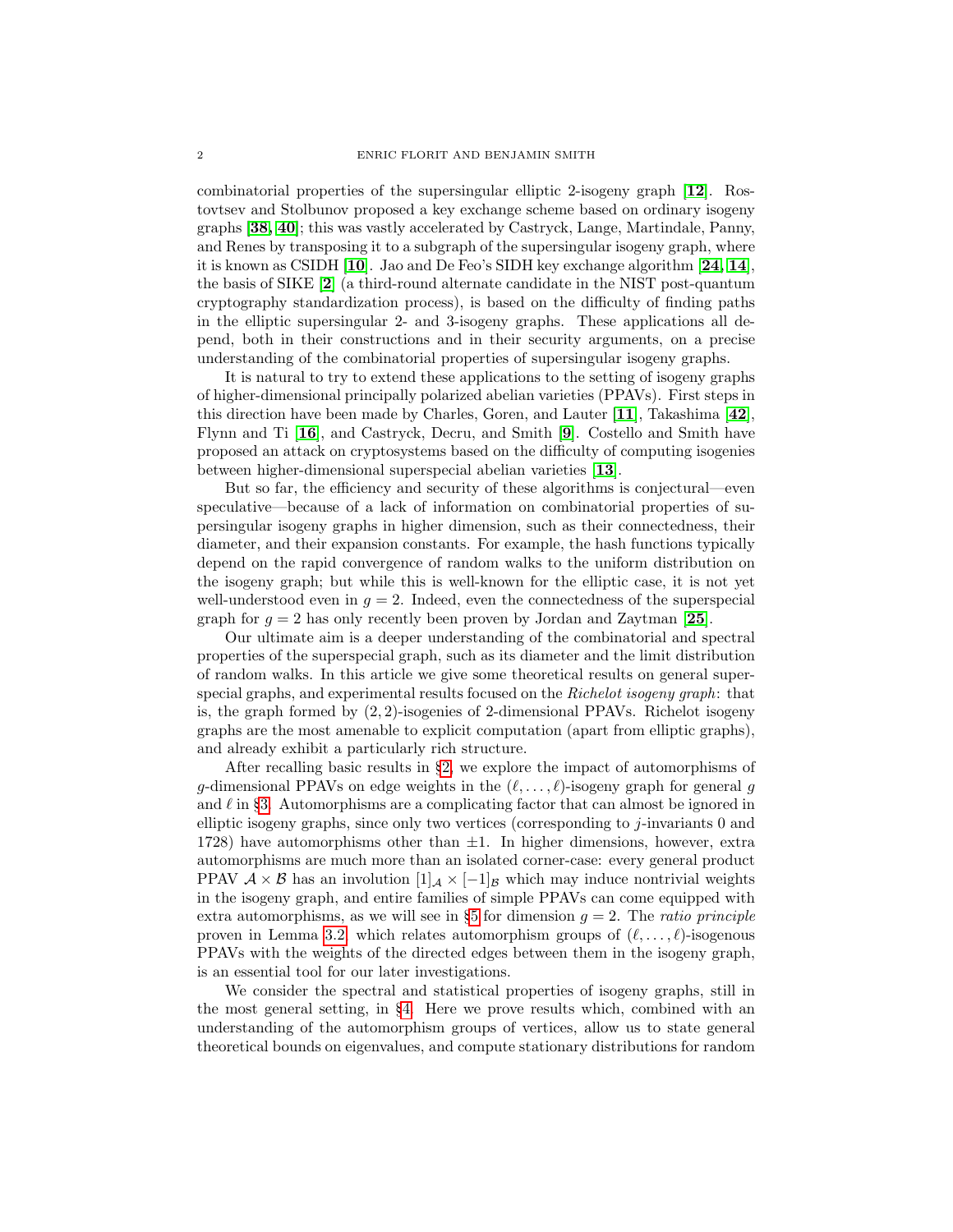combinatorial properties of the supersingular elliptic 2-isogeny graph [**12**]. Rostovtsev and Stolbunov proposed a key exchange scheme based on ordinary isogeny graphs [**38**, **40**]; this was vastly accelerated by Castryck, Lange, Martindale, Panny, and Renes by transposing it to a subgraph of the supersingular isogeny graph, where it is known as CSIDH [**10**]. Jao and De Feo's SIDH key exchange algorithm [**24**, **14**], the basis of SIKE [**2**] (a third-round alternate candidate in the NIST post-quantum cryptography standardization process), is based on the difficulty of finding paths in the elliptic supersingular 2- and 3-isogeny graphs. These applications all depend, both in their constructions and in their security arguments, on a precise understanding of the combinatorial properties of supersingular isogeny graphs.

It is natural to try to extend these applications to the setting of isogeny graphs of higher-dimensional principally polarized abelian varieties (PPAVs). First steps in this direction have been made by Charles, Goren, and Lauter [**11**], Takashima [**42**], Flynn and Ti [**16**], and Castryck, Decru, and Smith [**9**]. Costello and Smith have proposed an attack on cryptosystems based on the difficulty of computing isogenies between higher-dimensional superspecial abelian varieties [**13**].

But so far, the efficiency and security of these algorithms is conjectural—even speculative—because of a lack of information on combinatorial properties of supersingular isogeny graphs in higher dimension, such as their connectedness, their diameter, and their expansion constants. For example, the hash functions typically depend on the rapid convergence of random walks to the uniform distribution on the isogeny graph; but while this is well-known for the elliptic case, it is not yet well-understood even in $g = 2$. Indeed, even the connectedness of the superspecial graph for $g = 2$ has only recently been proven by Jordan and Zaytman [**25**].

Our ultimate aim is a deeper understanding of the combinatorial and spectral properties of the superspecial graph, such as its diameter and the limit distribution of random walks. In this article we give some theoretical results on general superspecial graphs, and experimental results focused on the *Richelot isogeny graph*: that is, the graph formed by $(2, 2)$-isogenies of 2-dimensional PPAVs. Richelot isogeny graphs are the most amenable to explicit computation (apart from elliptic graphs), and already exhibit a particularly rich structure.

After recalling basic results in §2, we explore the impact of automorphisms of $g$-dimensional PPAVs on edge weights in the $(\ell, \ldots, \ell)$-isogeny graph for general $g$ and $\ell$ in §3. Automorphisms are a complicating factor that can almost be ignored in elliptic isogeny graphs, since only two vertices (corresponding to $j$-invariants 0 and 1728) have automorphisms other than $\pm 1$. In higher dimensions, however, extra automorphisms are much more than an isolated corner-case: every general product PPAV $\mathcal{A} \times \mathcal{B}$ has an involution $[1]_{\mathcal{A}} \times [-1]_{\mathcal{B}}$ which may induce nontrivial weights in the isogeny graph, and entire families of simple PPAVs can come equipped with extra automorphisms, as we will see in §5 for dimension $g = 2$. The *ratio principle* proven in Lemma 3.2, which relates automorphism groups of $(\ell, \ldots, \ell)$-isogenous PPAVs with the weights of the directed edges between them in the isogeny graph, is an essential tool for our later investigations.

We consider the spectral and statistical properties of isogeny graphs, still in the most general setting, in §4. Here we prove results which, combined with an understanding of the automorphism groups of vertices, allow us to state general theoretical bounds on eigenvalues, and compute stationary distributions for random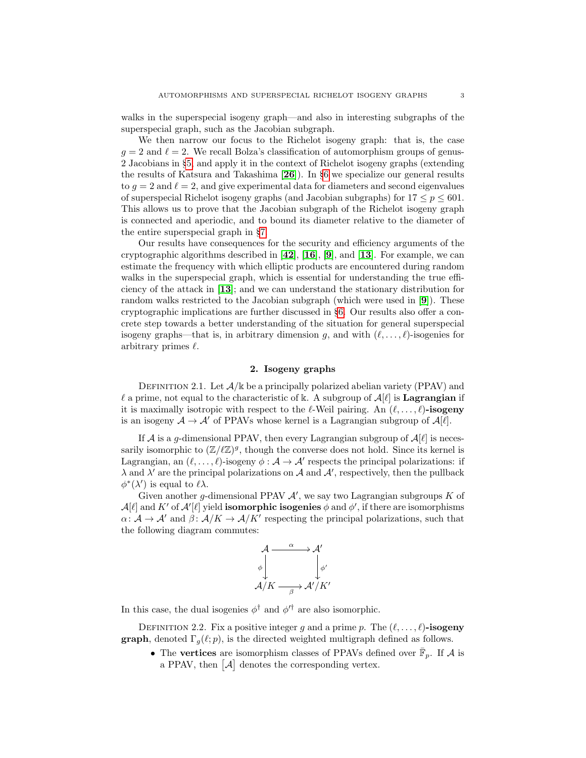walks in the superspecial isogeny graph—and also in interesting subgraphs of the superspecial graph, such as the Jacobian subgraph.

We then narrow our focus to the Richelot isogeny graph: that is, the case $g = 2$ and $\ell = 2$. We recall Bolza's classification of automorphism groups of genus-2 Jacobians in §5, and apply it in the context of Richelot isogeny graphs (extending the results of Katsura and Takashima [**26**]). In §6 we specialize our general results to $g = 2$ and $\ell = 2$, and give experimental data for diameters and second eigenvalues of superspecial Richelot isogeny graphs (and Jacobian subgraphs) for $17 \le p \le 601$. This allows us to prove that the Jacobian subgraph of the Richelot isogeny graph is connected and aperiodic, and to bound its diameter relative to the diameter of the entire superspecial graph in §7.

Our results have consequences for the security and efficiency arguments of the cryptographic algorithms described in [**42**], [**16**], [**9**], and [**13**]. For example, we can estimate the frequency with which elliptic products are encountered during random walks in the superspecial graph, which is essential for understanding the true efficiency of the attack in [**13**]; and we can understand the stationary distribution for random walks restricted to the Jacobian subgraph (which were used in [**9**]). These cryptographic implications are further discussed in §6. Our results also offer a concrete step towards a better understanding of the situation for general superspecial isogeny graphs—that is, in arbitrary dimension $g$, and with $(\ell, \ldots, \ell)$-isogenies for arbitrary primes $\ell$.

## 2. Isogeny graphs

Definition 2.1. Let $\mathcal{A}/\Bbbk$ be a principally polarized abelian variety (PPAV) and $\ell$ a prime, not equal to the characteristic of $\Bbbk$. A subgroup of $\mathcal{A}[\ell]$ is **Lagrangian** if it is maximally isotropic with respect to the $\ell$-Weil pairing. An $(\ell, \ldots, \ell)$**-isogeny** is an isogeny $\mathcal{A} \to \mathcal{A}'$ of PPAVs whose kernel is a Lagrangian subgroup of $\mathcal{A}[\ell]$.

If $\mathcal{A}$ is a $g$-dimensional PPAV, then every Lagrangian subgroup of $\mathcal{A}[\ell]$ is necessarily isomorphic to $(\mathbb{Z}/\ell\mathbb{Z})^g$, though the converse does not hold. Since its kernel is Lagrangian, an $(\ell, \ldots, \ell)$-isogeny $\phi : \mathcal{A} \to \mathcal{A}'$ respects the principal polarizations: if $\lambda$ and $\lambda'$ are the principal polarizations on $\mathcal{A}$ and $\mathcal{A}'$, respectively, then the pullback $\phi^*(\lambda')$ is equal to $\ell\lambda$.

Given another $g$-dimensional PPAV $\mathcal{A}'$, we say two Lagrangian subgroups $K$ of $\mathcal{A}[\ell]$ and $K'$ of $\mathcal{A}'[\ell]$ yield **isomorphic isogenies** $\phi$ and $\phi'$, if there are isomorphisms $\alpha \colon \mathcal{A} \to \mathcal{A}'$ and $\beta \colon \mathcal{A}/K \to \mathcal{A}/K'$ respecting the principal polarizations, such that the following diagram commutes:

$$
\begin{array}{ccc}
\mathcal{A} & \xrightarrow{\alpha} & \mathcal{A}' \\
\phi \downarrow & & \downarrow \phi' \\
\mathcal{A}/K & \xrightarrow[\beta]{} & \mathcal{A}'/K'
\end{array}
$$

In this case, the dual isogenies $\phi^\dagger$ and $\phi'^\dagger$ are also isomorphic.

Definition 2.2. Fix a positive integer $g$ and a prime $p$. The $(\ell, \ldots, \ell)$**-isogeny graph**, denoted $\Gamma_g(\ell; p)$, is the directed weighted multigraph defined as follows.

- The **vertices** are isomorphism classes of PPAVs defined over $\bar{\mathbb{F}}_p$. If $\mathcal{A}$ is a PPAV, then $[\mathcal{A}]$ denotes the corresponding vertex.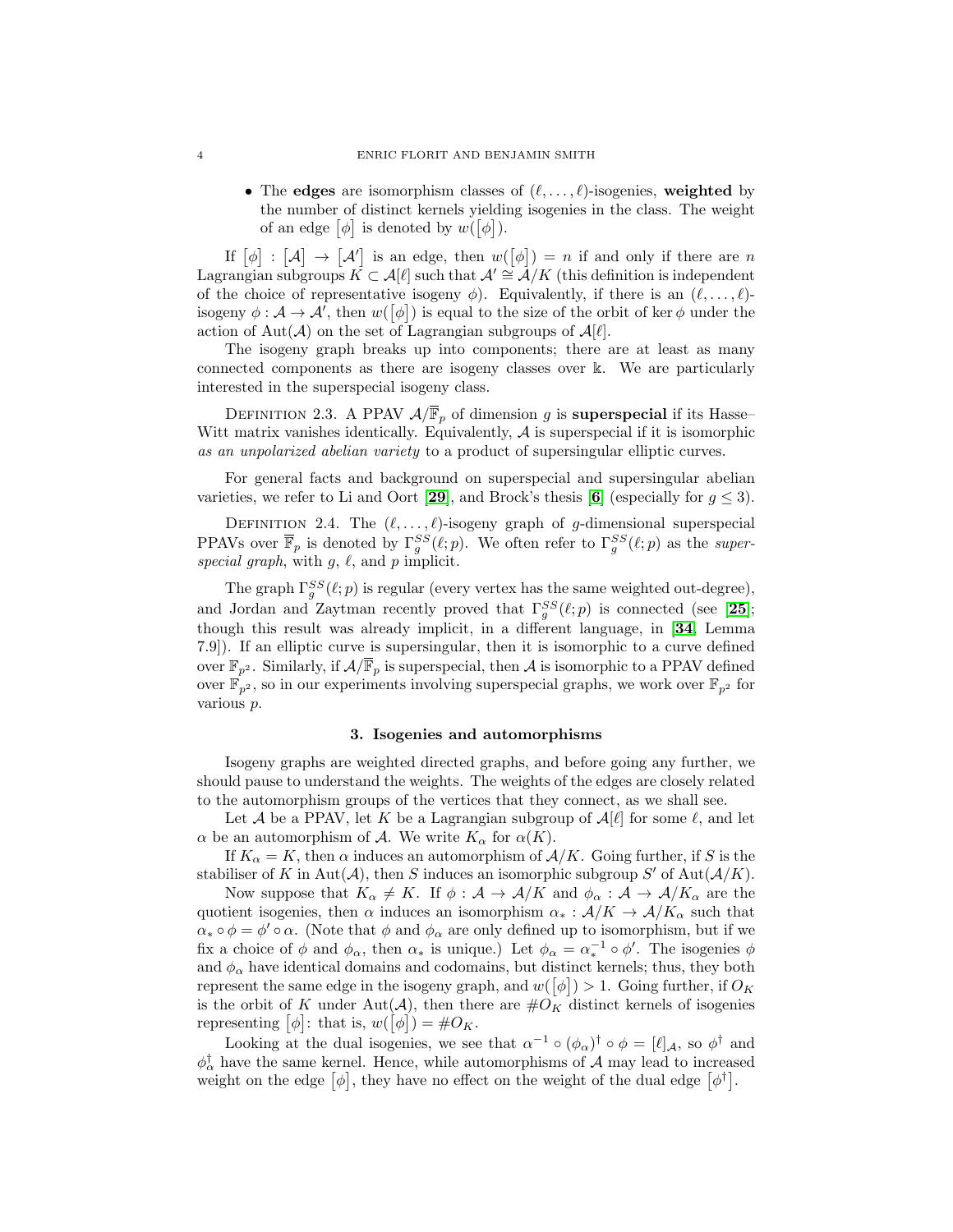- The **edges** are isomorphism classes of $(\ell,\ldots,\ell)$-isogenies, **weighted** by the number of distinct kernels yielding isogenies in the class. The weight of an edge $[\phi]$ is denoted by $w([\phi])$.

If $[\phi] : [\mathcal{A}] \to [\mathcal{A}']$ is an edge, then $w([\phi]) = n$ if and only if there are $n$ Lagrangian subgroups $K \subset \mathcal{A}[\ell]$ such that $\mathcal{A}' \cong \mathcal{A}/K$ (this definition is independent of the choice of representative isogeny $\phi$). Equivalently, if there is an $(\ell,\ldots,\ell)$-isogeny $\phi : \mathcal{A} \to \mathcal{A}'$, then $w([\phi])$ is equal to the size of the orbit of $\ker\phi$ under the action of $\mathrm{Aut}(\mathcal{A})$ on the set of Lagrangian subgroups of $\mathcal{A}[\ell]$.

The isogeny graph breaks up into components; there are at least as many connected components as there are isogeny classes over $\Bbbk$. We are particularly interested in the superspecial isogeny class.

Definition 2.3. A PPAV $\mathcal{A}/\overline{\mathbb{F}}_p$ of dimension $g$ is **superspecial** if its Hasse–Witt matrix vanishes identically. Equivalently, $\mathcal{A}$ is superspecial if it is isomorphic *as an unpolarized abelian variety* to a product of supersingular elliptic curves.

For general facts and background on superspecial and supersingular abelian varieties, we refer to Li and Oort [**29**], and Brock's thesis [**6**] (especially for $g \leq 3$).

Definition 2.4. The $(\ell,\ldots,\ell)$-isogeny graph of $g$-dimensional superspecial PPAVs over $\overline{\mathbb{F}}_p$ is denoted by $\Gamma_g^{SS}(\ell;p)$. We often refer to $\Gamma_g^{SS}(\ell;p)$ as the *superspecial graph*, with $g$, $\ell$, and $p$ implicit.

The graph $\Gamma_g^{SS}(\ell;p)$ is regular (every vertex has the same weighted out-degree), and Jordan and Zaytman recently proved that $\Gamma_g^{SS}(\ell;p)$ is connected (see [**25**]; though this result was already implicit, in a different language, in [**34**, Lemma 7.9]). If an elliptic curve is supersingular, then it is isomorphic to a curve defined over $\mathbb{F}_{p^2}$. Similarly, if $\mathcal{A}/\overline{\mathbb{F}}_p$ is superspecial, then $\mathcal{A}$ is isomorphic to a PPAV defined over $\mathbb{F}_{p^2}$, so in our experiments involving superspecial graphs, we work over $\mathbb{F}_{p^2}$ for various $p$.

## 3. Isogenies and automorphisms

Isogeny graphs are weighted directed graphs, and before going any further, we should pause to understand the weights. The weights of the edges are closely related to the automorphism groups of the vertices that they connect, as we shall see.

Let $\mathcal{A}$ be a PPAV, let $K$ be a Lagrangian subgroup of $\mathcal{A}[\ell]$ for some $\ell$, and let $\alpha$ be an automorphism of $\mathcal{A}$. We write $K_\alpha$ for $\alpha(K)$.

If $K_\alpha = K$, then $\alpha$ induces an automorphism of $\mathcal{A}/K$. Going further, if $S$ is the stabiliser of $K$ in $\mathrm{Aut}(\mathcal{A})$, then $S$ induces an isomorphic subgroup $S'$ of $\mathrm{Aut}(\mathcal{A}/K)$.

Now suppose that $K_\alpha \neq K$. If $\phi : \mathcal{A} \to \mathcal{A}/K$ and $\phi_\alpha : \mathcal{A} \to \mathcal{A}/K_\alpha$ are the quotient isogenies, then $\alpha$ induces an isomorphism $\alpha_* : \mathcal{A}/K \to \mathcal{A}/K_\alpha$ such that $\alpha_* \circ \phi = \phi' \circ \alpha$. (Note that $\phi$ and $\phi_\alpha$ are only defined up to isomorphism, but if we fix a choice of $\phi$ and $\phi_\alpha$, then $\alpha_*$ is unique.) Let $\phi_\alpha = \alpha_*^{-1} \circ \phi'$. The isogenies $\phi$ and $\phi_\alpha$ have identical domains and codomains, but distinct kernels; thus, they both represent the same edge in the isogeny graph, and $w([\phi]) > 1$. Going further, if $O_K$ is the orbit of $K$ under $\mathrm{Aut}(\mathcal{A})$, then there are $\#O_K$ distinct kernels of isogenies representing $[\phi]$: that is, $w([\phi]) = \#O_K$.

Looking at the dual isogenies, we see that $\alpha^{-1} \circ (\phi_\alpha)^\dagger \circ \phi = [\ell]_{\mathcal{A}}$, so $\phi^\dagger$ and $\phi_\alpha^\dagger$ have the same kernel. Hence, while automorphisms of $\mathcal{A}$ may lead to increased weight on the edge $[\phi]$, they have no effect on the weight of the dual edge $[\phi^\dagger]$.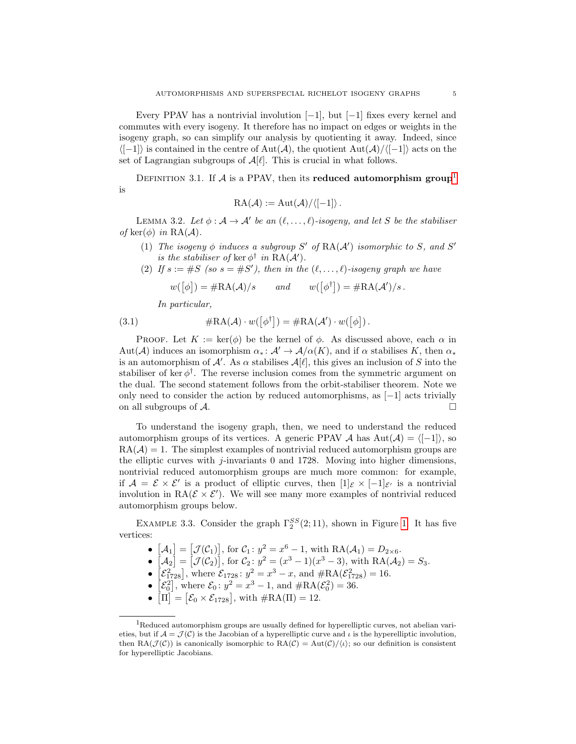Every PPAV has a nontrivial involution $[-1]$, but $[-1]$ fixes every kernel and commutes with every isogeny. It therefore has no impact on edges or weights in the isogeny graph, so can simplify our analysis by quotienting it away. Indeed, since $\langle[-1]\rangle$ is contained in the centre of $\mathrm{Aut}(\mathcal{A})$, the quotient $\mathrm{Aut}(\mathcal{A})/\langle[-1]\rangle$ acts on the set of Lagrangian subgroups of $\mathcal{A}[\ell]$. This is crucial in what follows.

Definition 3.1. If $\mathcal{A}$ is a PPAV, then its **reduced automorphism group**[1] is

$$\mathrm{RA}(\mathcal{A}) := \mathrm{Aut}(\mathcal{A})/\langle[-1]\rangle\,.$$

Lemma 3.2. *Let $\phi : \mathcal{A} \to \mathcal{A}'$ be an $(\ell, \ldots, \ell)$-isogeny, and let $S$ be the stabiliser of $\ker(\phi)$ in $\mathrm{RA}(\mathcal{A})$.*

1. *The isogeny $\phi$ induces a subgroup $S'$ of $\mathrm{RA}(\mathcal{A}')$ isomorphic to $S$, and $S'$ is the stabiliser of $\ker \phi^\dagger$ in $\mathrm{RA}(\mathcal{A}')$.*
2. *If $s := \#S$ (so $s = \#S'$), then in the $(\ell, \ldots, \ell)$-isogeny graph we have*

$$w([\phi]) = \#\mathrm{RA}(\mathcal{A})/s \qquad \text{and} \qquad w([\phi^\dagger]) = \#\mathrm{RA}(\mathcal{A}')/s\,.$$

*In particular,*

$$\#\mathrm{RA}(\mathcal{A}) \cdot w([\phi^\dagger]) = \#\mathrm{RA}(\mathcal{A}') \cdot w([\phi])\,. \tag{3.1}$$

Proof. Let $K := \ker(\phi)$ be the kernel of $\phi$. As discussed above, each $\alpha$ in $\mathrm{Aut}(\mathcal{A})$ induces an isomorphism $\alpha_* : \mathcal{A}' \to \mathcal{A}/\alpha(K)$, and if $\alpha$ stabilises $K$, then $\alpha_*$ is an automorphism of $\mathcal{A}'$. As $\alpha$ stabilises $\mathcal{A}[\ell]$, this gives an inclusion of $S$ into the stabiliser of $\ker \phi^\dagger$. The reverse inclusion comes from the symmetric argument on the dual. The second statement follows from the orbit-stabiliser theorem. Note we only need to consider the action by reduced automorphisms, as $[-1]$ acts trivially on all subgroups of $\mathcal{A}$. $\square$

To understand the isogeny graph, then, we need to understand the reduced automorphism groups of its vertices. A generic PPAV $\mathcal{A}$ has $\mathrm{Aut}(\mathcal{A}) = \langle[-1]\rangle$, so $\mathrm{RA}(\mathcal{A}) = 1$. The simplest examples of nontrivial reduced automorphism groups are the elliptic curves with $j$-invariants 0 and 1728. Moving into higher dimensions, nontrivial reduced automorphism groups are much more common: for example, if $\mathcal{A} = \mathcal{E} \times \mathcal{E}'$ is a product of elliptic curves, then $[1]_\mathcal{E} \times [-1]_{\mathcal{E}'}$ is a nontrivial involution in $\mathrm{RA}(\mathcal{E} \times \mathcal{E}')$. We will see many more examples of nontrivial reduced automorphism groups below.

Example 3.3. Consider the graph $\Gamma_2^{SS}(2; 11)$, shown in Figure 1. It has five vertices:

- $[\mathcal{A}_1] = [\mathcal{J}(\mathcal{C}_1)]$, for $\mathcal{C}_1 \colon y^2 = x^6 - 1$, with $\mathrm{RA}(\mathcal{A}_1) = D_{2\times 6}$.
- $[\mathcal{A}_2] = [\mathcal{J}(\mathcal{C}_2)]$, for $\mathcal{C}_2 \colon y^2 = (x^3 - 1)(x^3 - 3)$, with $\mathrm{RA}(\mathcal{A}_2) = S_3$.
- $[\mathcal{E}_{1728}^2]$, where $\mathcal{E}_{1728} \colon y^2 = x^3 - x$, and $\#\mathrm{RA}(\mathcal{E}_{1728}^2) = 16$.
- $[\mathcal{E}_0^2]$, where $\mathcal{E}_0 \colon y^2 = x^3 - 1$, and $\#\mathrm{RA}(\mathcal{E}_0^2) = 36$.
- $[\Pi] = [\mathcal{E}_0 \times \mathcal{E}_{1728}]$, with $\#\mathrm{RA}(\Pi) = 12$.

[1] Reduced automorphism groups are usually defined for hyperelliptic curves, not abelian varieties, but if $\mathcal{A} = \mathcal{J}(\mathcal{C})$ is the Jacobian of a hyperelliptic curve and $\iota$ is the hyperelliptic involution, then $\mathrm{RA}(\mathcal{J}(\mathcal{C}))$ is canonically isomorphic to $\mathrm{RA}(\mathcal{C}) = \mathrm{Aut}(\mathcal{C})/\langle\iota\rangle$; so our definition is consistent for hyperelliptic Jacobians.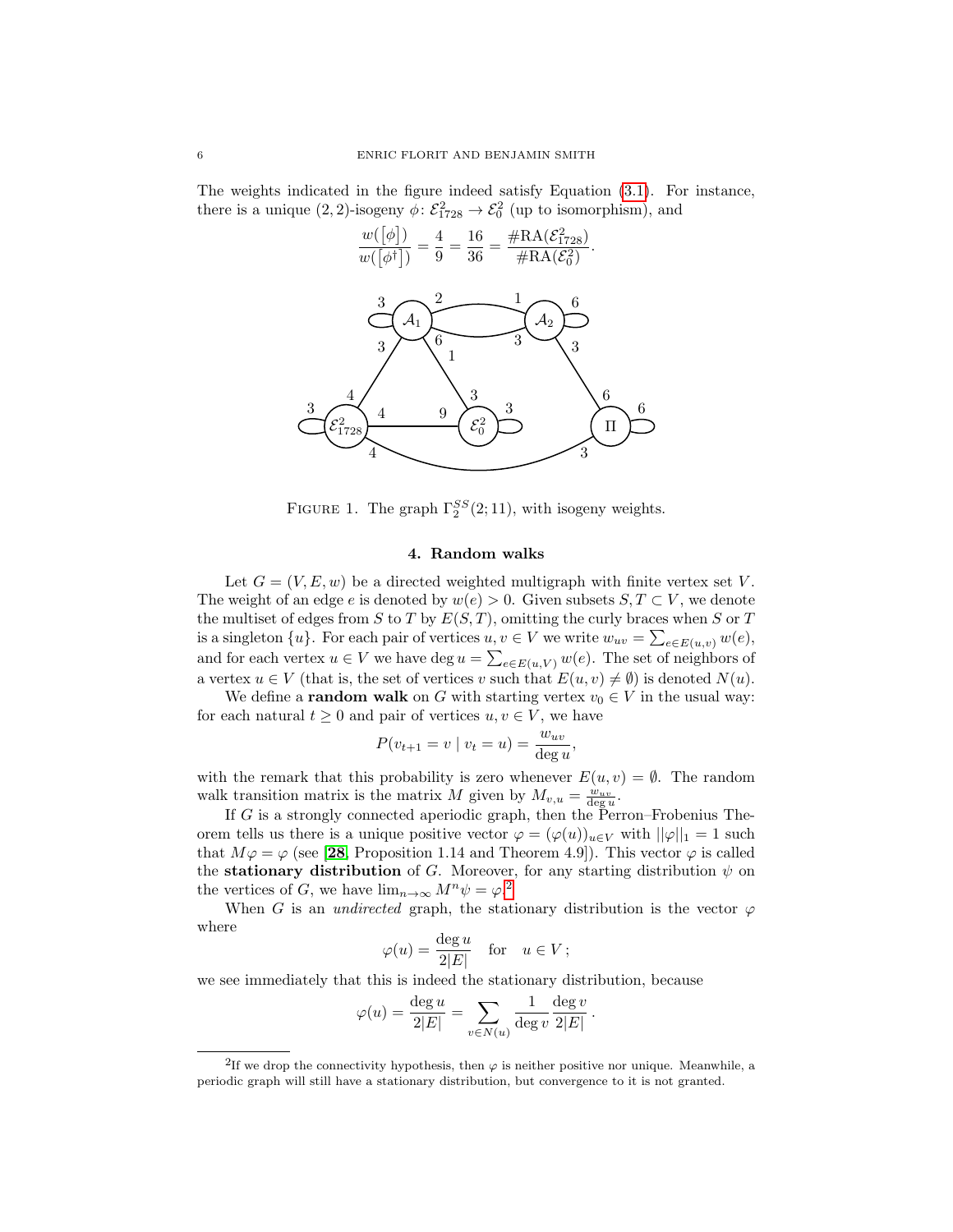The weights indicated in the figure indeed satisfy Equation (3.1). For instance, there is a unique $(2,2)$-isogeny $\phi\colon \mathcal{E}_{1728}^2 \to \mathcal{E}_0^2$ (up to isomorphism), and

$$\frac{w([\phi])}{w([\phi^\dagger])} = \frac{4}{9} = \frac{16}{36} = \frac{\#\mathrm{RA}(\mathcal{E}_{1728}^2)}{\#\mathrm{RA}(\mathcal{E}_0^2)}.$$

FIGURE 1. The graph $\Gamma_2^{SS}(2;11)$, with isogeny weights.

## 4. Random walks

Let $G = (V, E, w)$ be a directed weighted multigraph with finite vertex set $V$. The weight of an edge $e$ is denoted by $w(e) > 0$. Given subsets $S, T \subset V$, we denote the multiset of edges from $S$ to $T$ by $E(S,T)$, omitting the curly braces when $S$ or $T$ is a singleton $\{u\}$. For each pair of vertices $u, v \in V$ we write $w_{uv} = \sum_{e \in E(u,v)} w(e)$, and for each vertex $u \in V$ we have $\deg u = \sum_{e \in E(u,V)} w(e)$. The set of neighbors of a vertex $u \in V$ (that is, the set of vertices $v$ such that $E(u,v) \neq \emptyset$) is denoted $N(u)$.

We define a **random walk** on $G$ with starting vertex $v_0 \in V$ in the usual way: for each natural $t \geq 0$ and pair of vertices $u, v \in V$, we have

$$P(v_{t+1} = v \mid v_t = u) = \frac{w_{uv}}{\deg u},$$

with the remark that this probability is zero whenever $E(u,v) = \emptyset$. The random walk transition matrix is the matrix $M$ given by $M_{v,u} = \frac{w_{uv}}{\deg u}$.

If $G$ is a strongly connected aperiodic graph, then the Perron–Frobenius Theorem tells us there is a unique positive vector $\varphi = (\varphi(u))_{u \in V}$ with $||\varphi||_1 = 1$ such that $M\varphi = \varphi$ (see [28, Proposition 1.14 and Theorem 4.9]). This vector $\varphi$ is called the **stationary distribution** of $G$. Moreover, for any starting distribution $\psi$ on the vertices of $G$, we have $\lim_{n\to\infty} M^n \psi = \varphi$.[2]

When $G$ is an *undirected* graph, the stationary distribution is the vector $\varphi$ where

$$\varphi(u) = \frac{\deg u}{2|E|} \quad \text{for} \quad u \in V\,;$$

we see immediately that this is indeed the stationary distribution, because

$$\varphi(u) = \frac{\deg u}{2|E|} = \sum_{v \in N(u)} \frac{1}{\deg v} \frac{\deg v}{2|E|}\,.$$

---

[2] If we drop the connectivity hypothesis, then $\varphi$ is neither positive nor unique. Meanwhile, a periodic graph will still have a stationary distribution, but convergence to it is not granted.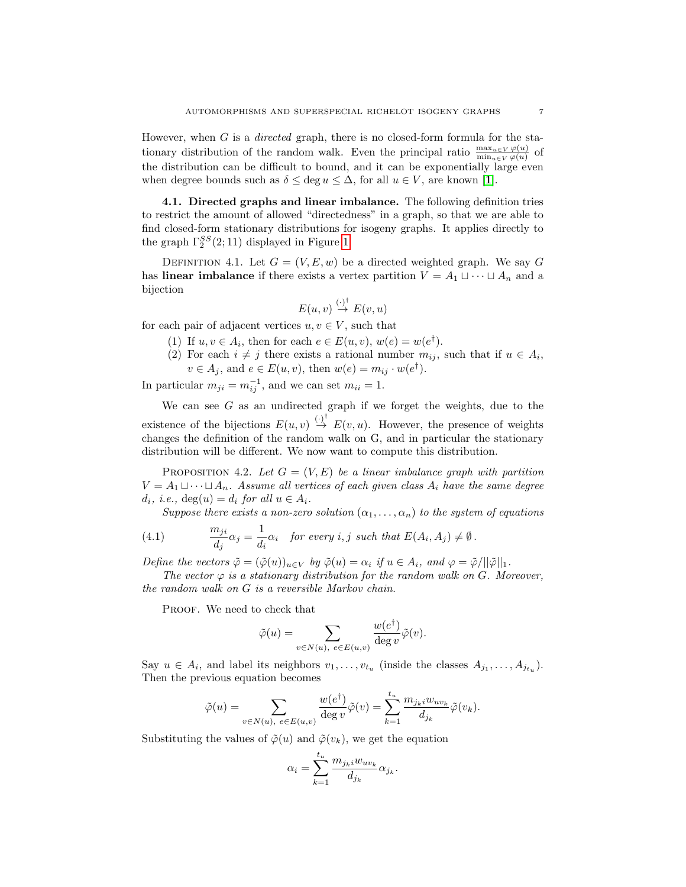However, when $G$ is a *directed* graph, there is no closed-form formula for the stationary distribution of the random walk. Even the principal ratio $\frac{\max_{u \in V} \varphi(u)}{\min_{u \in V} \varphi(u)}$ of the distribution can be difficult to bound, and it can be exponentially large even when degree bounds such as $\delta \leq \deg u \leq \Delta$, for all $u \in V$, are known [1].

**4.1. Directed graphs and linear imbalance.** The following definition tries to restrict the amount of allowed "directedness" in a graph, so that we are able to find closed-form stationary distributions for isogeny graphs. It applies directly to the graph $\Gamma_2^{SS}(2; 11)$ displayed in Figure 1.

Definition 4.1. Let $G = (V, E, w)$ be a directed weighted graph. We say $G$ has **linear imbalance** if there exists a vertex partition $V = A_1 \sqcup \cdots \sqcup A_n$ and a bijection

$$E(u, v) \overset{(\cdot)^\dagger}{\to} E(v, u)$$

for each pair of adjacent vertices $u, v \in V$, such that

1. If $u, v \in A_i$, then for each $e \in E(u, v)$, $w(e) = w(e^\dagger)$.
2. For each $i \neq j$ there exists a rational number $m_{ij}$, such that if $u \in A_i$, $v \in A_j$, and $e \in E(u, v)$, then $w(e) = m_{ij} \cdot w(e^\dagger)$.

In particular $m_{ji} = m_{ij}^{-1}$, and we can set $m_{ii} = 1$.

We can see $G$ as an undirected graph if we forget the weights, due to the existence of the bijections $E(u, v) \overset{(\cdot)^\dagger}{\to} E(v, u)$. However, the presence of weights changes the definition of the random walk on G, and in particular the stationary distribution will be different. We now want to compute this distribution.

Proposition 4.2. *Let $G = (V, E)$ be a linear imbalance graph with partition $V = A_1 \sqcup \cdots \sqcup A_n$. Assume all vertices of each given class $A_i$ have the same degree $d_i$, i.e., $\deg(u) = d_i$ for all $u \in A_i$.*

*Suppose there exists a non-zero solution $(\alpha_1, \ldots, \alpha_n)$ to the system of equations*

$$\frac{m_{ji}}{d_j}\alpha_j = \frac{1}{d_i}\alpha_i \quad \text{for every } i, j \text{ such that } E(A_i, A_j) \neq \emptyset\,. \tag{4.1}$$

*Define the vectors $\tilde{\varphi} = (\tilde{\varphi}(u))_{u \in V}$ by $\tilde{\varphi}(u) = \alpha_i$ if $u \in A_i$, and $\varphi = \tilde{\varphi}/||\tilde{\varphi}||_1$.*

*The vector $\varphi$ is a stationary distribution for the random walk on $G$. Moreover, the random walk on $G$ is a reversible Markov chain.*

Proof. We need to check that

$$\tilde{\varphi}(u) = \sum_{v \in N(u),\ e \in E(u,v)} \frac{w(e^\dagger)}{\deg v} \tilde{\varphi}(v).$$

Say $u \in A_i$, and label its neighbors $v_1, \ldots, v_{t_u}$ (inside the classes $A_{j_1}, \ldots, A_{j_{t_u}}$). Then the previous equation becomes

$$\tilde{\varphi}(u) = \sum_{v \in N(u),\ e \in E(u,v)} \frac{w(e^\dagger)}{\deg v} \tilde{\varphi}(v) = \sum_{k=1}^{t_u} \frac{m_{j_k i} w_{uv_k}}{d_{j_k}} \tilde{\varphi}(v_k).$$

Substituting the values of $\tilde{\varphi}(u)$ and $\tilde{\varphi}(v_k)$, we get the equation

$$\alpha_i = \sum_{k=1}^{t_u} \frac{m_{j_k i} w_{uv_k}}{d_{j_k}} \alpha_{j_k}.$$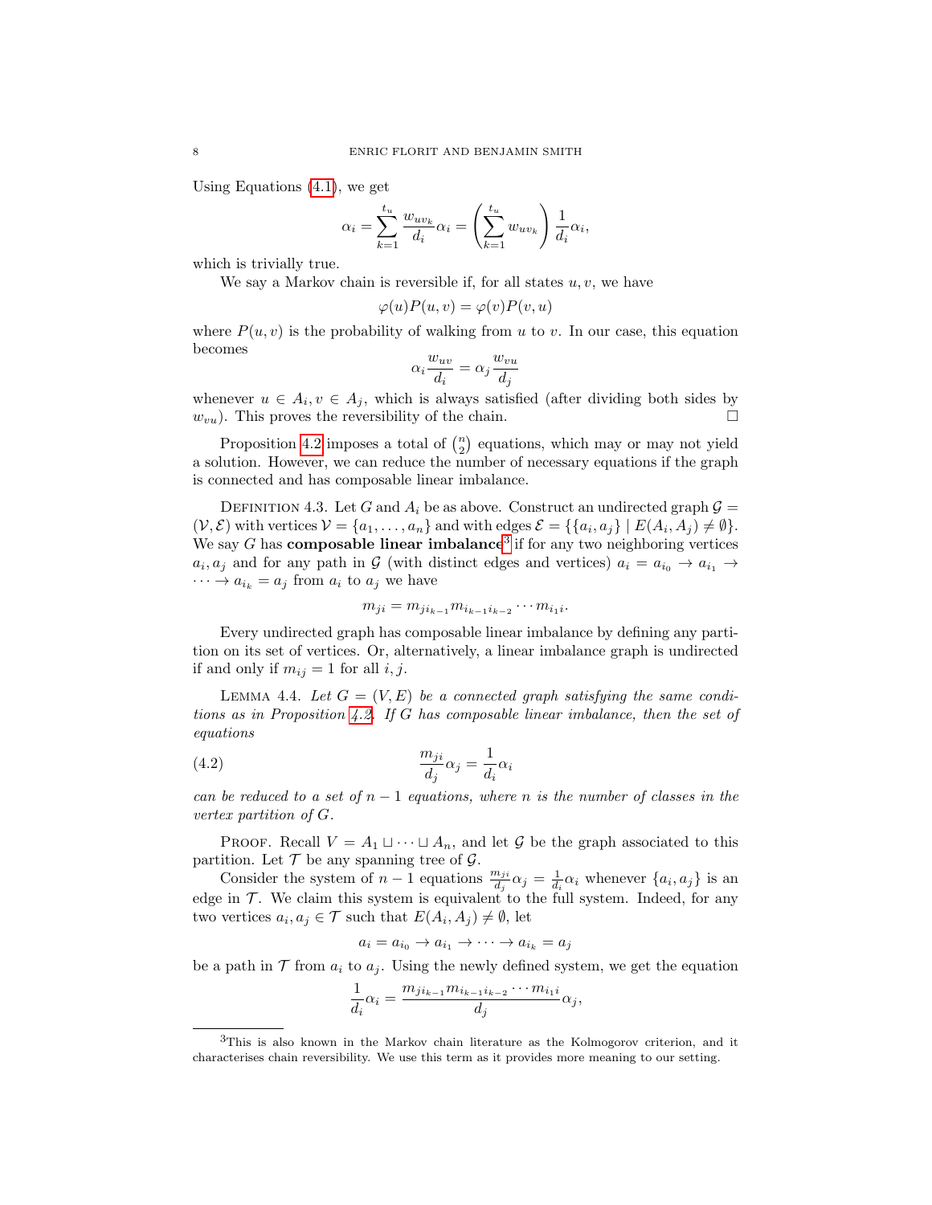Using Equations (4.1), we get

$$\alpha_i = \sum_{k=1}^{t_u} \frac{w_{uv_k}}{d_i}\alpha_i = \left(\sum_{k=1}^{t_u} w_{uv_k}\right)\frac{1}{d_i}\alpha_i,$$

which is trivially true.

We say a Markov chain is reversible if, for all states $u, v$, we have

$$\varphi(u)P(u,v) = \varphi(v)P(v,u)$$

where $P(u,v)$ is the probability of walking from $u$ to $v$. In our case, this equation becomes

$$\alpha_i \frac{w_{uv}}{d_i} = \alpha_j \frac{w_{vu}}{d_j}$$

whenever $u \in A_i, v \in A_j$, which is always satisfied (after dividing both sides by $w_{vu}$). This proves the reversibility of the chain. □

Proposition 4.2 imposes a total of $\binom{n}{2}$ equations, which may or may not yield a solution. However, we can reduce the number of necessary equations if the graph is connected and has composable linear imbalance.

Definition 4.3. Let $G$ and $A_i$ be as above. Construct an undirected graph $\mathcal{G} = (\mathcal{V}, \mathcal{E})$ with vertices $\mathcal{V} = \{a_1, \ldots, a_n\}$ and with edges $\mathcal{E} = \{\{a_i, a_j\} \mid E(A_i, A_j) \neq \emptyset\}$. We say $G$ has **composable linear imbalance**[3] if for any two neighboring vertices $a_i, a_j$ and for any path in $\mathcal{G}$ (with distinct edges and vertices) $a_i = a_{i_0} \to a_{i_1} \to \cdots \to a_{i_k} = a_j$ from $a_i$ to $a_j$ we have

$$m_{ji} = m_{ji_{k-1}} m_{i_{k-1}i_{k-2}} \cdots m_{i_1 i}.$$

Every undirected graph has composable linear imbalance by defining any partition on its set of vertices. Or, alternatively, a linear imbalance graph is undirected if and only if $m_{ij} = 1$ for all $i, j$.

Lemma 4.4. *Let $G = (V, E)$ be a connected graph satisfying the same conditions as in Proposition 4.2. If $G$ has composable linear imbalance, then the set of equations*

$$\frac{m_{ji}}{d_j}\alpha_j = \frac{1}{d_i}\alpha_i \tag{4.2}$$

*can be reduced to a set of $n-1$ equations, where $n$ is the number of classes in the vertex partition of $G$.*

Proof. Recall $V = A_1 \sqcup \cdots \sqcup A_n$, and let $\mathcal{G}$ be the graph associated to this partition. Let $\mathcal{T}$ be any spanning tree of $\mathcal{G}$.

Consider the system of $n-1$ equations $\frac{m_{ji}}{d_j}\alpha_j = \frac{1}{d_i}\alpha_i$ whenever $\{a_i, a_j\}$ is an edge in $\mathcal{T}$. We claim this system is equivalent to the full system. Indeed, for any two vertices $a_i, a_j \in \mathcal{T}$ such that $E(A_i, A_j) \neq \emptyset$, let

$$a_i = a_{i_0} \to a_{i_1} \to \cdots \to a_{i_k} = a_j$$

be a path in $\mathcal{T}$ from $a_i$ to $a_j$. Using the newly defined system, we get the equation

$$\frac{1}{d_i}\alpha_i = \frac{m_{ji_{k-1}} m_{i_{k-1}i_{k-2}} \cdots m_{i_1 i}}{d_j}\alpha_j,$$

[3] This is also known in the Markov chain literature as the Kolmogorov criterion, and it characterises chain reversibility. We use this term as it provides more meaning to our setting.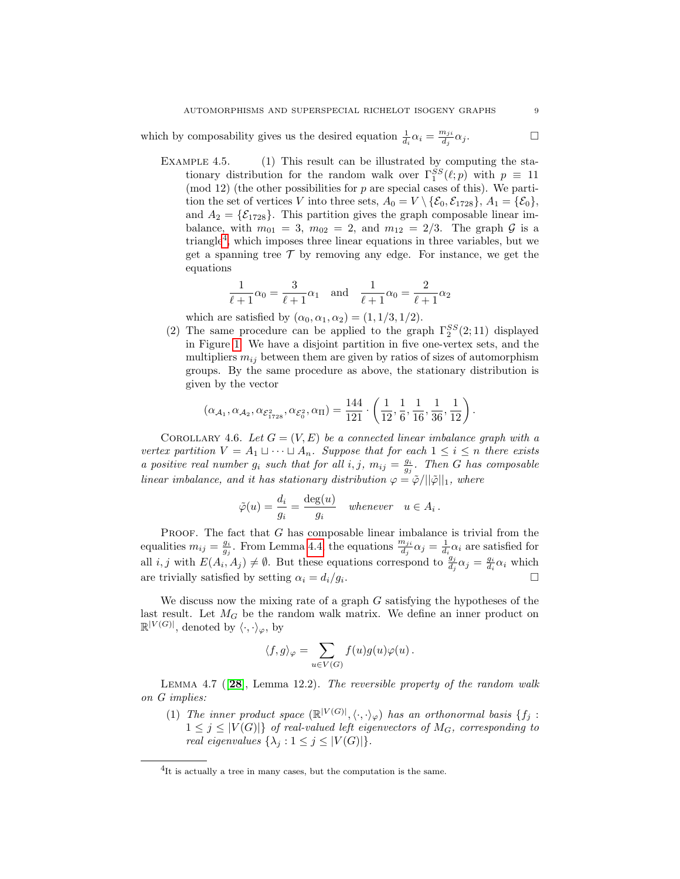which by composability gives us the desired equation $\frac{1}{d_i}\alpha_i = \frac{m_{ji}}{d_j}\alpha_j$. □

Example 4.5. (1) This result can be illustrated by computing the stationary distribution for the random walk over $\Gamma_1^{SS}(\ell; p)$ with $p \equiv 11 \pmod{12}$ (the other possibilities for $p$ are special cases of this). We partition the set of vertices $V$ into three sets, $A_0 = V \setminus \{\mathcal{E}_0, \mathcal{E}_{1728}\}$, $A_1 = \{\mathcal{E}_0\}$, and $A_2 = \{\mathcal{E}_{1728}\}$. This partition gives the graph composable linear imbalance, with $m_{01} = 3$, $m_{02} = 2$, and $m_{12} = 2/3$. The graph $\mathcal{G}$ is a triangle[4], which imposes three linear equations in three variables, but we get a spanning tree $\mathcal{T}$ by removing any edge. For instance, we get the equations

$$\frac{1}{\ell+1}\alpha_0 = \frac{3}{\ell+1}\alpha_1 \quad \text{and} \quad \frac{1}{\ell+1}\alpha_0 = \frac{2}{\ell+1}\alpha_2$$

which are satisfied by $(\alpha_0, \alpha_1, \alpha_2) = (1, 1/3, 1/2)$.

(2) The same procedure can be applied to the graph $\Gamma_2^{SS}(2; 11)$ displayed in Figure 1. We have a disjoint partition in five one-vertex sets, and the multipliers $m_{ij}$ between them are given by ratios of sizes of automorphism groups. By the same procedure as above, the stationary distribution is given by the vector

$$(\alpha_{\mathcal{A}_1}, \alpha_{\mathcal{A}_2}, \alpha_{\mathcal{E}_{1728}^2}, \alpha_{\mathcal{E}_0^2}, \alpha_{\Pi}) = \frac{144}{121} \cdot \left(\frac{1}{12}, \frac{1}{6}, \frac{1}{16}, \frac{1}{36}, \frac{1}{12}\right).$$

Corollary 4.6. *Let $G = (V, E)$ be a connected linear imbalance graph with a vertex partition $V = A_1 \sqcup \cdots \sqcup A_n$. Suppose that for each $1 \le i \le n$ there exists a positive real number $g_i$ such that for all $i, j$, $m_{ij} = \frac{g_i}{g_j}$. Then $G$ has composable linear imbalance, and it has stationary distribution $\varphi = \tilde{\varphi}/||\tilde{\varphi}||_1$, where*

$$\tilde{\varphi}(u) = \frac{d_i}{g_i} = \frac{\deg(u)}{g_i} \quad \textit{whenever} \quad u \in A_i\,.$$

Proof. The fact that $G$ has composable linear imbalance is trivial from the equalities $m_{ij} = \frac{g_i}{g_j}$. From Lemma 4.4 the equations $\frac{m_{ji}}{d_j}\alpha_j = \frac{1}{d_i}\alpha_i$ are satisfied for all $i, j$ with $E(A_i, A_j) \neq \emptyset$. But these equations correspond to $\frac{g_j}{d_j}\alpha_j = \frac{g_i}{d_i}\alpha_i$ which are trivially satisfied by setting $\alpha_i = d_i/g_i$. □

We discuss now the mixing rate of a graph $G$ satisfying the hypotheses of the last result. Let $M_G$ be the random walk matrix. We define an inner product on $\mathbb{R}^{|V(G)|}$, denoted by $\langle \cdot, \cdot \rangle_\varphi$, by

$$\langle f, g \rangle_\varphi = \sum_{u \in V(G)} f(u)g(u)\varphi(u)\,.$$

Lemma 4.7 ([28], Lemma 12.2). *The reversible property of the random walk on $G$ implies:*

(1) *The inner product space $(\mathbb{R}^{|V(G)|}, \langle \cdot, \cdot \rangle_\varphi)$ has an orthonormal basis $\{f_j : 1 \le j \le |V(G)|\}$ of real-valued left eigenvectors of $M_G$, corresponding to real eigenvalues $\{\lambda_j : 1 \le j \le |V(G)|\}$.*

[4] It is actually a tree in many cases, but the computation is the same.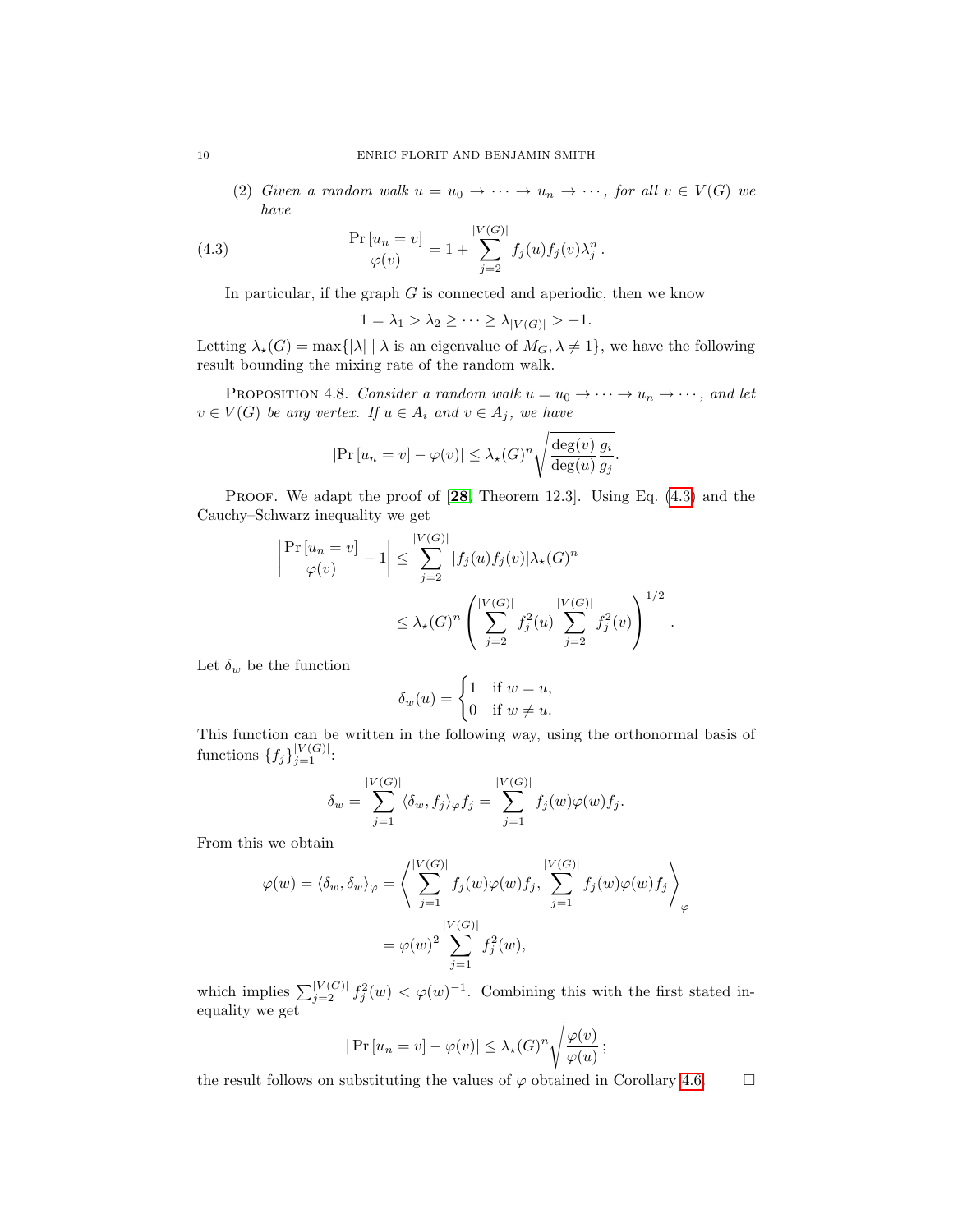(2) *Given a random walk $u = u_0 \to \cdots \to u_n \to \cdots$, for all $v \in V(G)$ we have*

$$\frac{\Pr[u_n = v]}{\varphi(v)} = 1 + \sum_{j=2}^{|V(G)|} f_j(u) f_j(v) \lambda_j^n \,. \tag{4.3}$$

In particular, if the graph $G$ is connected and aperiodic, then we know

$$1 = \lambda_1 > \lambda_2 \geq \cdots \geq \lambda_{|V(G)|} > -1.$$

Letting $\lambda_\star(G) = \max\{|\lambda| \mid \lambda \text{ is an eigenvalue of } M_G, \lambda \neq 1\}$, we have the following result bounding the mixing rate of the random walk.

PROPOSITION 4.8. *Consider a random walk $u = u_0 \to \cdots \to u_n \to \cdots$, and let $v \in V(G)$ be any vertex. If $u \in A_i$ and $v \in A_j$, we have*

$$|\Pr[u_n = v] - \varphi(v)| \leq \lambda_\star(G)^n \sqrt{\frac{\deg(v)}{\deg(u)} \frac{g_i}{g_j}}.$$

PROOF. We adapt the proof of [28, Theorem 12.3]. Using Eq. (4.3) and the Cauchy–Schwarz inequality we get

$$\begin{aligned}
\left| \frac{\Pr[u_n = v]}{\varphi(v)} - 1 \right| &\leq \sum_{j=2}^{|V(G)|} |f_j(u) f_j(v)| \lambda_\star(G)^n \\
&\leq \lambda_\star(G)^n \left( \sum_{j=2}^{|V(G)|} f_j^2(u) \sum_{j=2}^{|V(G)|} f_j^2(v) \right)^{1/2}.
\end{aligned}$$

Let $\delta_w$ be the function

$$\delta_w(u) = \begin{cases} 1 & \text{if } w = u, \\ 0 & \text{if } w \neq u. \end{cases}$$

This function can be written in the following way, using the orthonormal basis of functions $\{f_j\}_{j=1}^{|V(G)|}$:

$$\delta_w = \sum_{j=1}^{|V(G)|} \langle \delta_w, f_j \rangle_\varphi f_j = \sum_{j=1}^{|V(G)|} f_j(w) \varphi(w) f_j.$$

From this we obtain

$$\begin{aligned}
\varphi(w) = \langle \delta_w, \delta_w \rangle_\varphi &= \left\langle \sum_{j=1}^{|V(G)|} f_j(w) \varphi(w) f_j, \sum_{j=1}^{|V(G)|} f_j(w) \varphi(w) f_j \right\rangle_\varphi \\
&= \varphi(w)^2 \sum_{j=1}^{|V(G)|} f_j^2(w),
\end{aligned}$$

which implies $\sum_{j=2}^{|V(G)|} f_j^2(w) < \varphi(w)^{-1}$. Combining this with the first stated inequality we get

$$|\Pr[u_n = v] - \varphi(v)| \leq \lambda_\star(G)^n \sqrt{\frac{\varphi(v)}{\varphi(u)}};$$

the result follows on substituting the values of $\varphi$ obtained in Corollary 4.6. □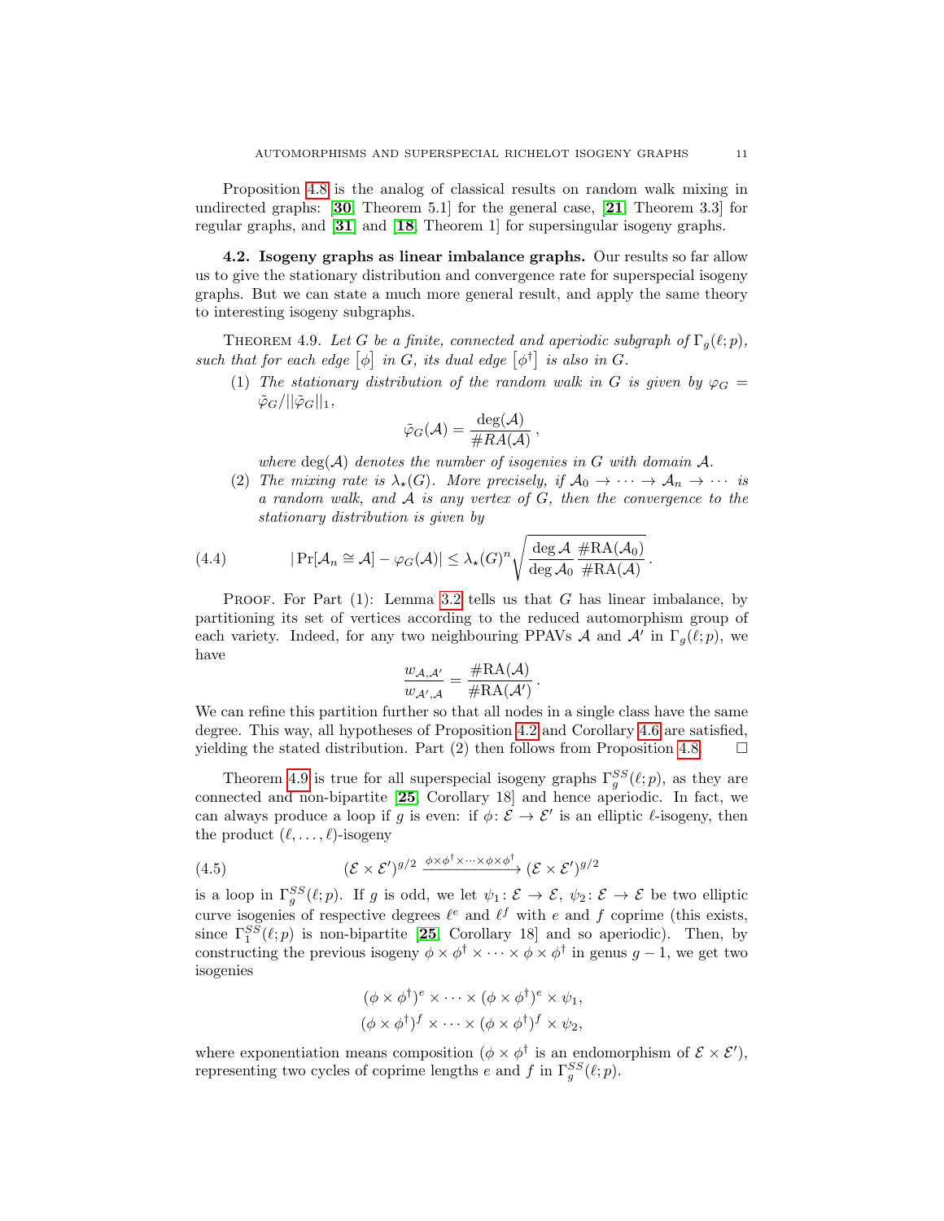Proposition 4.8 is the analog of classical results on random walk mixing in undirected graphs: [**30**, Theorem 5.1] for the general case, [**21**, Theorem 3.3] for regular graphs, and [**31**] and [**18**, Theorem 1] for supersingular isogeny graphs.

**4.2. Isogeny graphs as linear imbalance graphs.** Our results so far allow us to give the stationary distribution and convergence rate for superspecial isogeny graphs. But we can state a much more general result, and apply the same theory to interesting isogeny subgraphs.

THEOREM 4.9. *Let $G$ be a finite, connected and aperiodic subgraph of $\Gamma_g(\ell;p)$, such that for each edge $[\phi]$ in $G$, its dual edge $[\phi^\dagger]$ is also in $G$.*

1. *The stationary distribution of the random walk in $G$ is given by $\varphi_G = \tilde{\varphi}_G/||\tilde{\varphi}_G||_1$,*
$$\tilde{\varphi}_G(\mathcal{A}) = \frac{\deg(\mathcal{A})}{\#RA(\mathcal{A})}\,,$$
*where $\deg(\mathcal{A})$ denotes the number of isogenies in $G$ with domain $\mathcal{A}$.*
2. *The mixing rate is $\lambda_\star(G)$. More precisely, if $\mathcal{A}_0 \to \cdots \to \mathcal{A}_n \to \cdots$ is a random walk, and $\mathcal{A}$ is any vertex of $G$, then the convergence to the stationary distribution is given by*

$$|\Pr[\mathcal{A}_n \cong \mathcal{A}] - \varphi_G(\mathcal{A})| \le \lambda_\star(G)^n \sqrt{\frac{\deg \mathcal{A}}{\deg \mathcal{A}_0}\,\frac{\#\mathrm{RA}(\mathcal{A}_0)}{\#\mathrm{RA}(\mathcal{A})}}\,. \tag{4.4}$$

PROOF. For Part (1): Lemma 3.2 tells us that $G$ has linear imbalance, by partitioning its set of vertices according to the reduced automorphism group of each variety. Indeed, for any two neighbouring PPAVs $\mathcal{A}$ and $\mathcal{A}'$ in $\Gamma_g(\ell;p)$, we have
$$\frac{w_{\mathcal{A},\mathcal{A}'}}{w_{\mathcal{A}',\mathcal{A}}} = \frac{\#\mathrm{RA}(\mathcal{A})}{\#\mathrm{RA}(\mathcal{A}')}\,.$$
We can refine this partition further so that all nodes in a single class have the same degree. This way, all hypotheses of Proposition 4.2 and Corollary 4.6 are satisfied, yielding the stated distribution. Part (2) then follows from Proposition 4.8. □

Theorem 4.9 is true for all superspecial isogeny graphs $\Gamma_g^{SS}(\ell;p)$, as they are connected and non-bipartite [**25**, Corollary 18] and hence aperiodic. In fact, we can always produce a loop if $g$ is even: if $\phi\colon \mathcal{E} \to \mathcal{E}'$ is an elliptic $\ell$-isogeny, then the product $(\ell,\ldots,\ell)$-isogeny

$$(\mathcal{E}\times\mathcal{E}')^{g/2} \xrightarrow{\phi\times\phi^\dagger\times\cdots\times\phi\times\phi^\dagger} (\mathcal{E}\times\mathcal{E}')^{g/2} \tag{4.5}$$

is a loop in $\Gamma_g^{SS}(\ell;p)$. If $g$ is odd, we let $\psi_1\colon \mathcal{E}\to\mathcal{E}$, $\psi_2\colon \mathcal{E}\to\mathcal{E}$ be two elliptic curve isogenies of respective degrees $\ell^e$ and $\ell^f$ with $e$ and $f$ coprime (this exists, since $\Gamma_1^{SS}(\ell;p)$ is non-bipartite [**25**, Corollary 18] and so aperiodic). Then, by constructing the previous isogeny $\phi\times\phi^\dagger\times\cdots\times\phi\times\phi^\dagger$ in genus $g-1$, we get two isogenies

$$(\phi\times\phi^\dagger)^e\times\cdots\times(\phi\times\phi^\dagger)^e\times\psi_1,$$
$$(\phi\times\phi^\dagger)^f\times\cdots\times(\phi\times\phi^\dagger)^f\times\psi_2,$$

where exponentiation means composition ($\phi\times\phi^\dagger$ is an endomorphism of $\mathcal{E}\times\mathcal{E}'$), representing two cycles of coprime lengths $e$ and $f$ in $\Gamma_g^{SS}(\ell;p)$.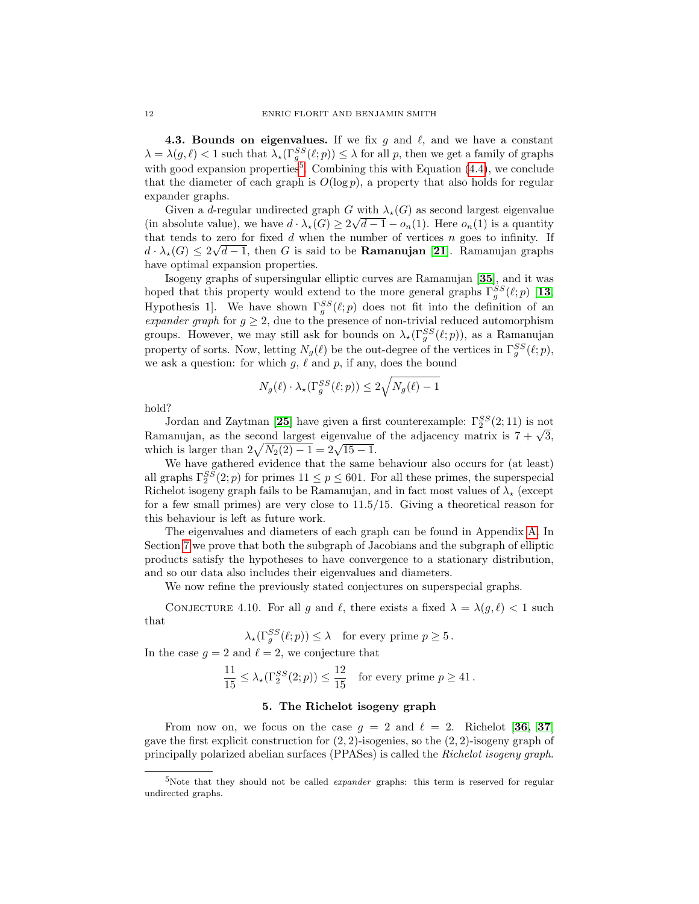**4.3. Bounds on eigenvalues.** If we fix $g$ and $\ell$, and we have a constant $\lambda = \lambda(g, \ell) < 1$ such that $\lambda_\star(\Gamma_g^{SS}(\ell; p)) \leq \lambda$ for all $p$, then we get a family of graphs with good expansion properties[5]. Combining this with Equation (4.4), we conclude that the diameter of each graph is $O(\log p)$, a property that also holds for regular expander graphs.

Given a $d$-regular undirected graph $G$ with $\lambda_\star(G)$ as second largest eigenvalue (in absolute value), we have $d \cdot \lambda_\star(G) \geq 2\sqrt{d-1} - o_n(1)$. Here $o_n(1)$ is a quantity that tends to zero for fixed $d$ when the number of vertices $n$ goes to infinity. If $d \cdot \lambda_\star(G) \leq 2\sqrt{d-1}$, then $G$ is said to be **Ramanujan** [**21**]. Ramanujan graphs have optimal expansion properties.

Isogeny graphs of supersingular elliptic curves are Ramanujan [**35**], and it was hoped that this property would extend to the more general graphs $\Gamma_g^{SS}(\ell; p)$ [**13**, Hypothesis 1]. We have shown $\Gamma_g^{SS}(\ell; p)$ does not fit into the definition of an *expander graph* for $g \geq 2$, due to the presence of non-trivial reduced automorphism groups. However, we may still ask for bounds on $\lambda_\star(\Gamma_g^{SS}(\ell; p))$, as a Ramanujan property of sorts. Now, letting $N_g(\ell)$ be the out-degree of the vertices in $\Gamma_g^{SS}(\ell; p)$, we ask a question: for which $g$, $\ell$ and $p$, if any, does the bound

$$N_g(\ell) \cdot \lambda_\star(\Gamma_g^{SS}(\ell; p)) \leq 2\sqrt{N_g(\ell) - 1}$$

hold?

Jordan and Zaytman [**25**] have given a first counterexample: $\Gamma_2^{SS}(2; 11)$ is not Ramanujan, as the second largest eigenvalue of the adjacency matrix is $7 + \sqrt{3}$, which is larger than $2\sqrt{N_2(2) - 1} = 2\sqrt{15 - 1}$.

We have gathered evidence that the same behaviour also occurs for (at least) all graphs $\Gamma_2^{SS}(2; p)$ for primes $11 \leq p \leq 601$. For all these primes, the superspecial Richelot isogeny graph fails to be Ramanujan, and in fact most values of $\lambda_\star$ (except for a few small primes) are very close to $11.5/15$. Giving a theoretical reason for this behaviour is left as future work.

The eigenvalues and diameters of each graph can be found in Appendix A. In Section 7 we prove that both the subgraph of Jacobians and the subgraph of elliptic products satisfy the hypotheses to have convergence to a stationary distribution, and so our data also includes their eigenvalues and diameters.

We now refine the previously stated conjectures on superspecial graphs.

CONJECTURE 4.10. For all $g$ and $\ell$, there exists a fixed $\lambda = \lambda(g, \ell) < 1$ such that

$$\lambda_\star(\Gamma_g^{SS}(\ell; p)) \leq \lambda \quad \text{for every prime } p \geq 5\,.$$

In the case $g = 2$ and $\ell = 2$, we conjecture that

$$\frac{11}{15} \leq \lambda_\star(\Gamma_2^{SS}(2; p)) \leq \frac{12}{15} \quad \text{for every prime } p \geq 41\,.$$

## 5. The Richelot isogeny graph

From now on, we focus on the case $g = 2$ and $\ell = 2$. Richelot [**36, 37**] gave the first explicit construction for $(2, 2)$-isogenies, so the $(2, 2)$-isogeny graph of principally polarized abelian surfaces (PPASes) is called the *Richelot isogeny graph*.

---

[5] Note that they should not be called *expander* graphs: this term is reserved for regular undirected graphs.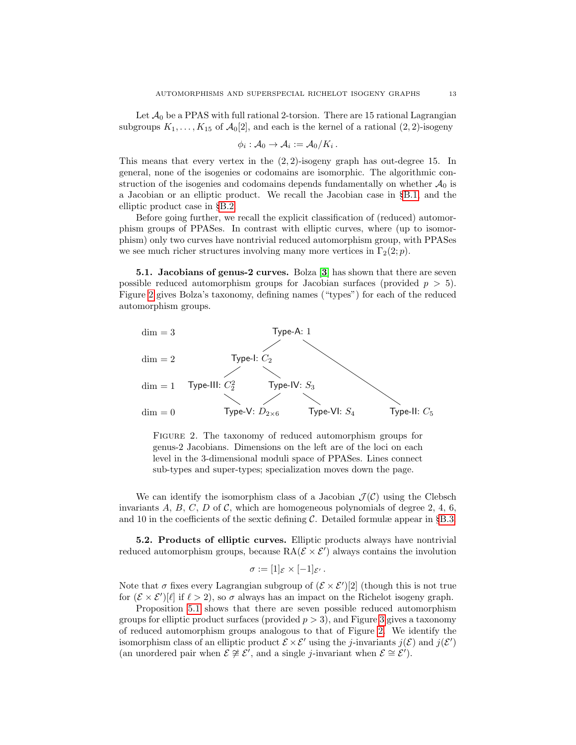Let $\mathcal{A}_0$ be a PPAS with full rational 2-torsion. There are 15 rational Lagrangian subgroups $K_1, \ldots, K_{15}$ of $\mathcal{A}_0[2]$, and each is the kernel of a rational $(2,2)$-isogeny

$$\phi_i : \mathcal{A}_0 \to \mathcal{A}_i := \mathcal{A}_0/K_i\,.$$

This means that every vertex in the $(2,2)$-isogeny graph has out-degree 15. In general, none of the isogenies or codomains are isomorphic. The algorithmic construction of the isogenies and codomains depends fundamentally on whether $\mathcal{A}_0$ is a Jacobian or an elliptic product. We recall the Jacobian case in §B.1, and the elliptic product case in §B.2.

Before going further, we recall the explicit classification of (reduced) automorphism groups of PPASes. In contrast with elliptic curves, where (up to isomorphism) only two curves have nontrivial reduced automorphism group, with PPASes we see much richer structures involving many more vertices in $\Gamma_2(2;p)$.

**5.1. Jacobians of genus-2 curves.** Bolza [3] has shown that there are seven possible reduced automorphism groups for Jacobian surfaces (provided $p > 5$). Figure 2 gives Bolza's taxonomy, defining names ("types") for each of the reduced automorphism groups.

| | | | | |
|---|---|---|---|---|
| dim = 3 | | Type-A: $1$ | | |
| dim = 2 | | Type-I: $C_2$ | | |
| dim = 1 | Type-III: $C_2^2$ | Type-IV: $S_3$ | | |
| dim = 0 | Type-V: $D_{2\times 6}$ | Type-VI: $S_4$ | | Type-II: $C_5$ |

Figure 2. The taxonomy of reduced automorphism groups for genus-2 Jacobians. Dimensions on the left are of the loci on each level in the 3-dimensional moduli space of PPASes. Lines connect sub-types and super-types; specialization moves down the page.

We can identify the isomorphism class of a Jacobian $\mathcal{J}(\mathcal{C})$ using the Clebsch invariants $A$, $B$, $C$, $D$ of $\mathcal{C}$, which are homogeneous polynomials of degree 2, 4, 6, and 10 in the coefficients of the sextic defining $\mathcal{C}$. Detailed formulæ appear in §B.3.

**5.2. Products of elliptic curves.** Elliptic products always have nontrivial reduced automorphism groups, because $\mathrm{RA}(\mathcal{E} \times \mathcal{E}')$ always contains the involution

$$\sigma := [1]_{\mathcal{E}} \times [-1]_{\mathcal{E}'}\,.$$

Note that $\sigma$ fixes every Lagrangian subgroup of $(\mathcal{E} \times \mathcal{E}')[2]$ (though this is not true for $(\mathcal{E} \times \mathcal{E}')[\ell]$ if $\ell > 2$), so $\sigma$ always has an impact on the Richelot isogeny graph.

Proposition 5.1 shows that there are seven possible reduced automorphism groups for elliptic product surfaces (provided $p > 3$), and Figure 3 gives a taxonomy of reduced automorphism groups analogous to that of Figure 2. We identify the isomorphism class of an elliptic product $\mathcal{E} \times \mathcal{E}'$ using the $j$-invariants $j(\mathcal{E})$ and $j(\mathcal{E}')$ (an unordered pair when $\mathcal{E} \not\cong \mathcal{E}'$, and a single $j$-invariant when $\mathcal{E} \cong \mathcal{E}'$).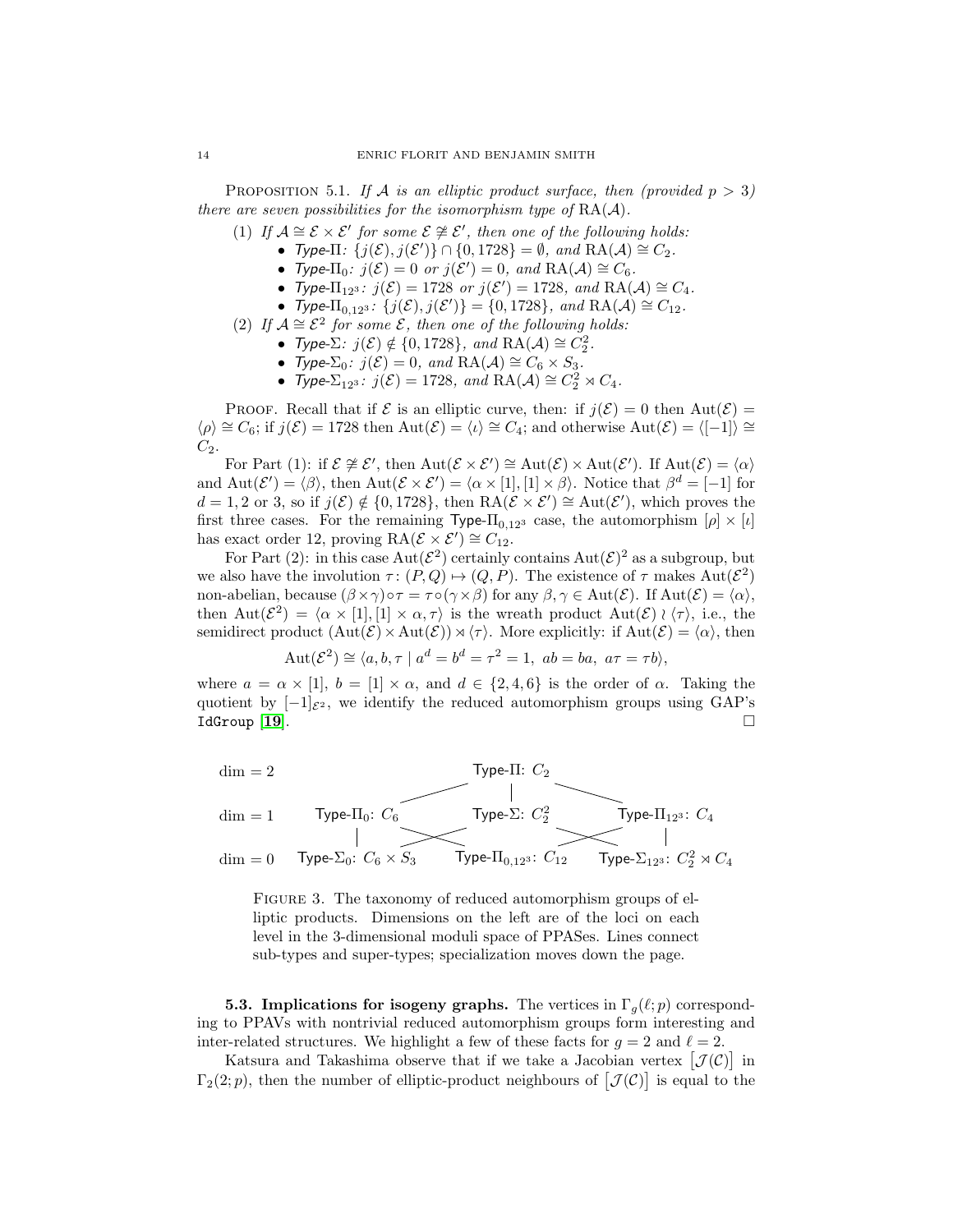**Proposition 5.1.** *If $\mathcal{A}$ is an elliptic product surface, then (provided $p > 3$) there are seven possibilities for the isomorphism type of $\mathrm{RA}(\mathcal{A})$.*

1. *If $\mathcal{A} \cong \mathcal{E} \times \mathcal{E}'$ for some $\mathcal{E} \not\cong \mathcal{E}'$, then one of the following holds:*
   - *Type-$\Pi$: $\{j(\mathcal{E}), j(\mathcal{E}')\} \cap \{0, 1728\} = \emptyset$, and $\mathrm{RA}(\mathcal{A}) \cong C_2$.*
   - *Type-$\Pi_0$: $j(\mathcal{E}) = 0$ or $j(\mathcal{E}') = 0$, and $\mathrm{RA}(\mathcal{A}) \cong C_6$.*
   - *Type-$\Pi_{12^3}$: $j(\mathcal{E}) = 1728$ or $j(\mathcal{E}') = 1728$, and $\mathrm{RA}(\mathcal{A}) \cong C_4$.*
   - *Type-$\Pi_{0,12^3}$: $\{j(\mathcal{E}), j(\mathcal{E}')\} = \{0, 1728\}$, and $\mathrm{RA}(\mathcal{A}) \cong C_{12}$.*
2. *If $\mathcal{A} \cong \mathcal{E}^2$ for some $\mathcal{E}$, then one of the following holds:*
   - *Type-$\Sigma$: $j(\mathcal{E}) \notin \{0, 1728\}$, and $\mathrm{RA}(\mathcal{A}) \cong C_2^2$.*
   - *Type-$\Sigma_0$: $j(\mathcal{E}) = 0$, and $\mathrm{RA}(\mathcal{A}) \cong C_6 \times S_3$.*
   - *Type-$\Sigma_{12^3}$: $j(\mathcal{E}) = 1728$, and $\mathrm{RA}(\mathcal{A}) \cong C_2^2 \rtimes C_4$.*

Proof. Recall that if $\mathcal{E}$ is an elliptic curve, then: if $j(\mathcal{E}) = 0$ then $\mathrm{Aut}(\mathcal{E}) = \langle \rho \rangle \cong C_6$; if $j(\mathcal{E}) = 1728$ then $\mathrm{Aut}(\mathcal{E}) = \langle \iota \rangle \cong C_4$; and otherwise $\mathrm{Aut}(\mathcal{E}) = \langle [-1] \rangle \cong C_2$.

For Part (1): if $\mathcal{E} \not\cong \mathcal{E}'$, then $\mathrm{Aut}(\mathcal{E} \times \mathcal{E}') \cong \mathrm{Aut}(\mathcal{E}) \times \mathrm{Aut}(\mathcal{E}')$. If $\mathrm{Aut}(\mathcal{E}) = \langle \alpha \rangle$ and $\mathrm{Aut}(\mathcal{E}') = \langle \beta \rangle$, then $\mathrm{Aut}(\mathcal{E} \times \mathcal{E}') = \langle \alpha \times [1], [1] \times \beta \rangle$. Notice that $\beta^d = [-1]$ for $d = 1, 2$ or $3$, so if $j(\mathcal{E}) \notin \{0, 1728\}$, then $\mathrm{RA}(\mathcal{E} \times \mathcal{E}') \cong \mathrm{Aut}(\mathcal{E}')$, which proves the first three cases. For the remaining Type-$\Pi_{0,12^3}$ case, the automorphism $[\rho] \times [\iota]$ has exact order 12, proving $\mathrm{RA}(\mathcal{E} \times \mathcal{E}') \cong C_{12}$.

For Part (2): in this case $\mathrm{Aut}(\mathcal{E}^2)$ certainly contains $\mathrm{Aut}(\mathcal{E})^2$ as a subgroup, but we also have the involution $\tau \colon (P, Q) \mapsto (Q, P)$. The existence of $\tau$ makes $\mathrm{Aut}(\mathcal{E}^2)$ non-abelian, because $(\beta \times \gamma) \circ \tau = \tau \circ (\gamma \times \beta)$ for any $\beta, \gamma \in \mathrm{Aut}(\mathcal{E})$. If $\mathrm{Aut}(\mathcal{E}) = \langle \alpha \rangle$, then $\mathrm{Aut}(\mathcal{E}^2) = \langle \alpha \times [1], [1] \times \alpha, \tau \rangle$ is the wreath product $\mathrm{Aut}(\mathcal{E}) \wr \langle \tau \rangle$, i.e., the semidirect product $(\mathrm{Aut}(\mathcal{E}) \times \mathrm{Aut}(\mathcal{E})) \rtimes \langle \tau \rangle$. More explicitly: if $\mathrm{Aut}(\mathcal{E}) = \langle \alpha \rangle$, then

$$\mathrm{Aut}(\mathcal{E}^2) \cong \langle a, b, \tau \mid a^d = b^d = \tau^2 = 1,\ ab = ba,\ a\tau = \tau b \rangle,$$

where $a = \alpha \times [1]$, $b = [1] \times \alpha$, and $d \in \{2, 4, 6\}$ is the order of $\alpha$. Taking the quotient by $[-1]_{\mathcal{E}^2}$, we identify the reduced automorphism groups using GAP's `IdGroup` [19]. $\square$

| | | | |
|---|---|---|---|
| $\dim = 2$ | | Type-$\Pi$: $C_2$ | |
| $\dim = 1$ | Type-$\Pi_0$: $C_6$ | Type-$\Sigma$: $C_2^2$ | Type-$\Pi_{12^3}$: $C_4$ |
| $\dim = 0$ | Type-$\Sigma_0$: $C_6 \times S_3$ | Type-$\Pi_{0,12^3}$: $C_{12}$ | Type-$\Sigma_{12^3}$: $C_2^2 \rtimes C_4$ |

Figure 3. The taxonomy of reduced automorphism groups of elliptic products. Dimensions on the left are of the loci on each level in the 3-dimensional moduli space of PPASes. Lines connect sub-types and super-types; specialization moves down the page.

**5.3. Implications for isogeny graphs.** The vertices in $\Gamma_g(\ell; p)$ corresponding to PPAVs with nontrivial reduced automorphism groups form interesting and inter-related structures. We highlight a few of these facts for $g = 2$ and $\ell = 2$.

Katsura and Takashima observe that if we take a Jacobian vertex $[\mathcal{J}(\mathcal{C})]$ in $\Gamma_2(2; p)$, then the number of elliptic-product neighbours of $[\mathcal{J}(\mathcal{C})]$ is equal to the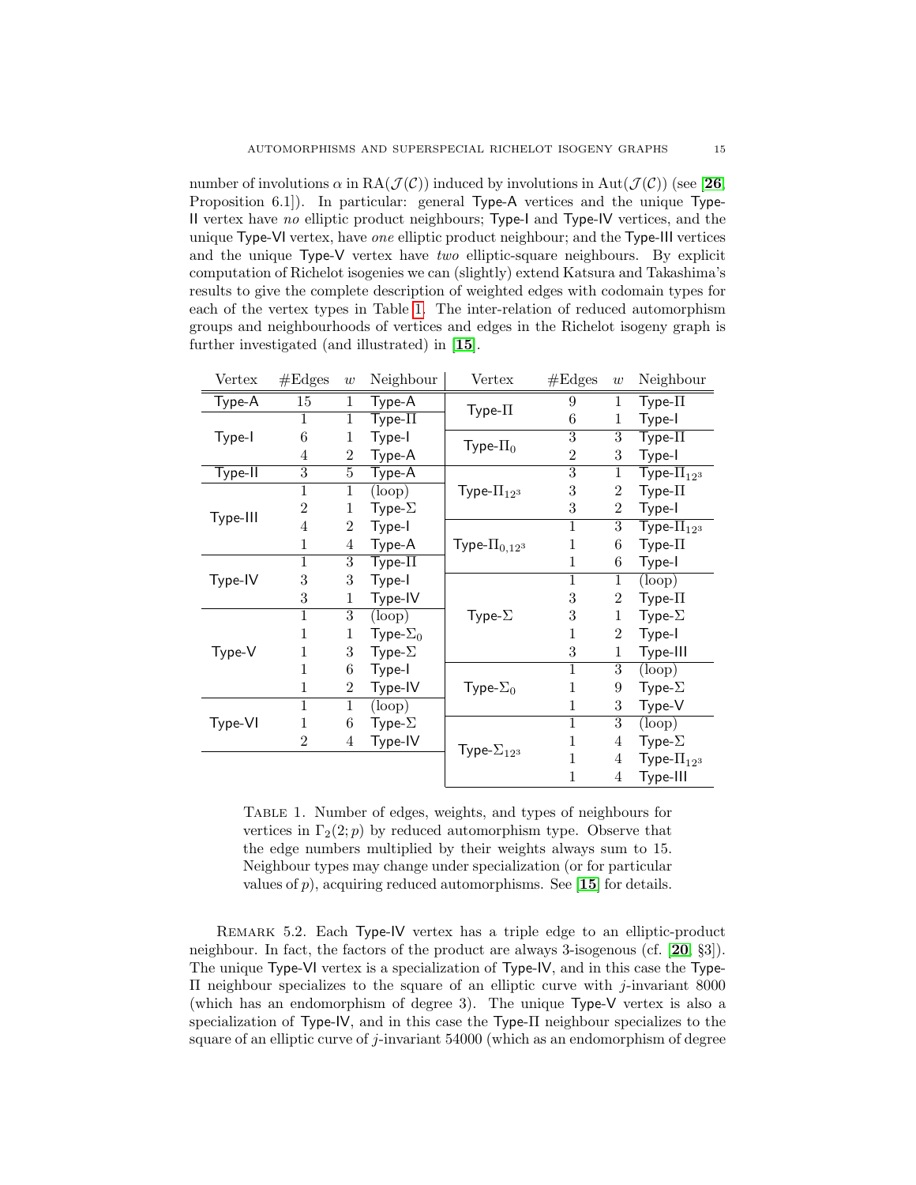number of involutions $\alpha$ in $\mathrm{RA}(\mathcal{J}(\mathcal{C}))$ induced by involutions in $\mathrm{Aut}(\mathcal{J}(\mathcal{C}))$ (see [**26**, Proposition 6.1]). In particular: general Type-A vertices and the unique Type-II vertex have *no* elliptic product neighbours; Type-I and Type-IV vertices, and the unique Type-VI vertex, have *one* elliptic product neighbour; and the Type-III vertices and the unique Type-V vertex have *two* elliptic-square neighbours. By explicit computation of Richelot isogenies we can (slightly) extend Katsura and Takashima's results to give the complete description of weighted edges with codomain types for each of the vertex types in Table 1. The inter-relation of reduced automorphism groups and neighbourhoods of vertices and edges in the Richelot isogeny graph is further investigated (and illustrated) in [**15**].

| Vertex | #Edges | $w$ | Neighbour | Vertex | #Edges | $w$ | Neighbour |
|---|---|---|---|---|---|---|---|
| Type-A | 15 | 1 | Type-A | Type-$\Pi$ | 9 | 1 | Type-$\Pi$ |
| Type-I | 1 | 1 | Type-$\Pi$ | | 6 | 1 | Type-I |
| | 6 | 1 | Type-I | Type-$\Pi_0$ | 3 | 3 | Type-$\Pi$ |
| | 4 | 2 | Type-A | | 2 | 3 | Type-I |
| Type-II | 3 | 5 | Type-A | Type-$\Pi_{12^3}$ | 3 | 1 | Type-$\Pi_{12^3}$ |
| Type-III | 1 | 1 | (loop) | | 3 | 2 | Type-$\Pi$ |
| | 2 | 1 | Type-$\Sigma$ | | 3 | 2 | Type-I |
| | 4 | 2 | Type-I | Type-$\Pi_{0,12^3}$ | 1 | 3 | Type-$\Pi_{12^3}$ |
| | 1 | 4 | Type-A | | 1 | 6 | Type-$\Pi$ |
| Type-IV | 1 | 3 | Type-$\Pi$ | | 1 | 6 | Type-I |
| | 3 | 3 | Type-I | Type-$\Sigma$ | 1 | 1 | (loop) |
| | 3 | 1 | Type-IV | | 3 | 2 | Type-$\Pi$ |
| Type-V | 1 | 3 | (loop) | | 3 | 1 | Type-$\Sigma$ |
| | 1 | 1 | Type-$\Sigma_0$ | | 1 | 2 | Type-I |
| | 1 | 3 | Type-$\Sigma$ | | 3 | 1 | Type-III |
| | 1 | 6 | Type-I | Type-$\Sigma_0$ | 1 | 3 | (loop) |
| | 1 | 2 | Type-IV | | 1 | 9 | Type-$\Sigma$ |
| Type-VI | 1 | 1 | (loop) | | 1 | 3 | Type-V |
| | 1 | 6 | Type-$\Sigma$ | Type-$\Sigma_{12^3}$ | 1 | 3 | (loop) |
| | 2 | 4 | Type-IV | | 1 | 4 | Type-$\Sigma$ |
| | | | | | 1 | 4 | Type-$\Pi_{12^3}$ |
| | | | | | 1 | 4 | Type-III |

TABLE 1. Number of edges, weights, and types of neighbours for vertices in $\Gamma_2(2;p)$ by reduced automorphism type. Observe that the edge numbers multiplied by their weights always sum to 15. Neighbour types may change under specialization (or for particular values of $p$), acquiring reduced automorphisms. See [**15**] for details.

REMARK 5.2. Each Type-IV vertex has a triple edge to an elliptic-product neighbour. In fact, the factors of the product are always 3-isogenous (cf. [**20**, §3]). The unique Type-VI vertex is a specialization of Type-IV, and in this case the Type-$\Pi$ neighbour specializes to the square of an elliptic curve with $j$-invariant 8000 (which has an endomorphism of degree 3). The unique Type-V vertex is also a specialization of Type-IV, and in this case the Type-$\Pi$ neighbour specializes to the square of an elliptic curve of $j$-invariant 54000 (which as an endomorphism of degree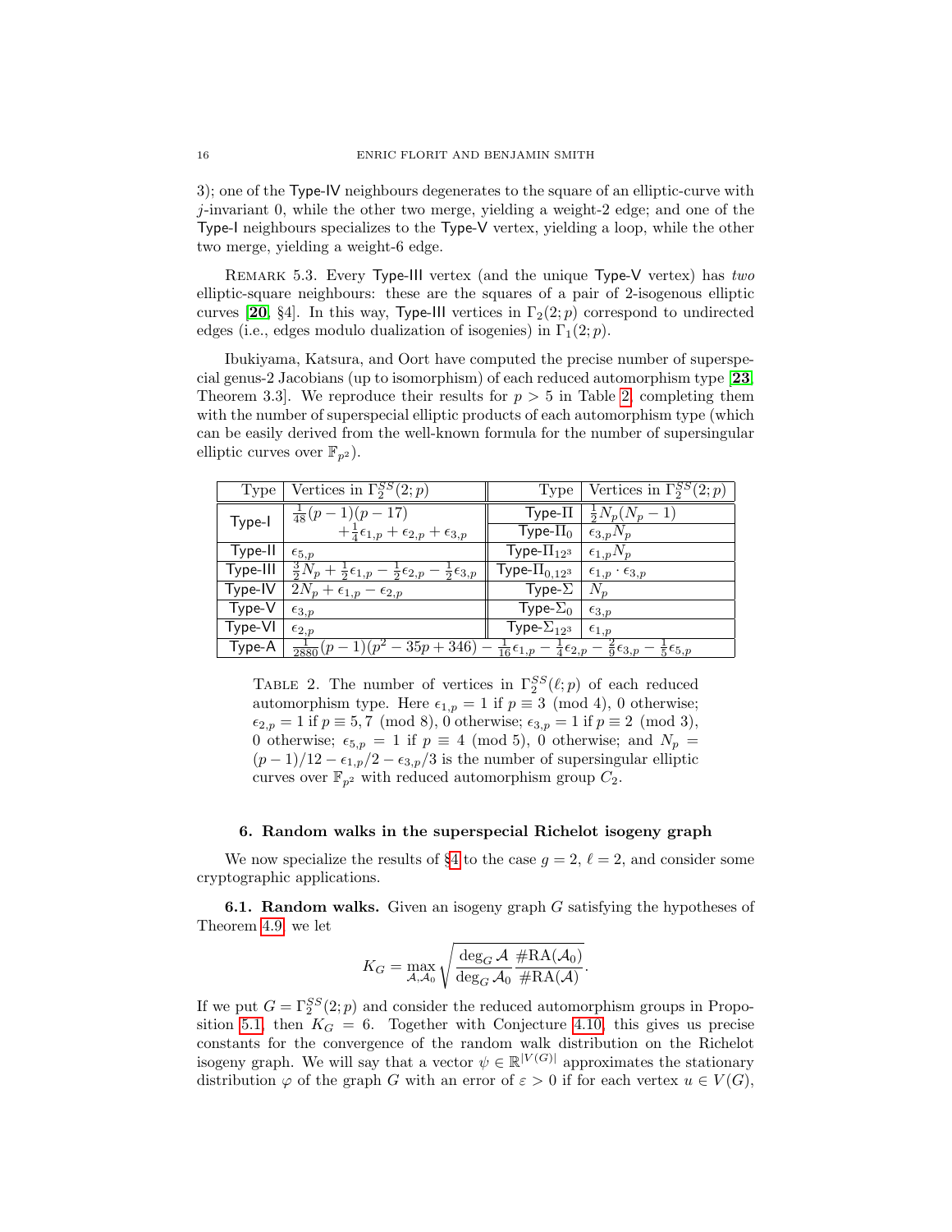3); one of the Type-IV neighbours degenerates to the square of an elliptic-curve with $j$-invariant 0, while the other two merge, yielding a weight-2 edge; and one of the Type-I neighbours specializes to the Type-V vertex, yielding a loop, while the other two merge, yielding a weight-6 edge.

Remark 5.3. Every Type-III vertex (and the unique Type-V vertex) has *two* elliptic-square neighbours: these are the squares of a pair of 2-isogenous elliptic curves [**20**, §4]. In this way, Type-III vertices in $\Gamma_2(2;p)$ correspond to undirected edges (i.e., edges modulo dualization of isogenies) in $\Gamma_1(2;p)$.

Ibukiyama, Katsura, and Oort have computed the precise number of superspecial genus-2 Jacobians (up to isomorphism) of each reduced automorphism type [**23**, Theorem 3.3]. We reproduce their results for $p > 5$ in Table 2, completing them with the number of superspecial elliptic products of each automorphism type (which can be easily derived from the well-known formula for the number of supersingular elliptic curves over $\mathbb{F}_{p^2}$).

| Type | Vertices in $\Gamma_2^{SS}(2;p)$ | Type | Vertices in $\Gamma_2^{SS}(2;p)$ |
|---|---|---|---|
| Type-I | $\frac{1}{48}(p-1)(p-17)$ $+\frac{1}{4}\epsilon_{1,p}+\epsilon_{2,p}+\epsilon_{3,p}$ | Type-$\Pi$ | $\frac{1}{2}N_p(N_p-1)$ |
| | | Type-$\Pi_0$ | $\epsilon_{3,p}N_p$ |
| Type-II | $\epsilon_{5,p}$ | Type-$\Pi_{12^3}$ | $\epsilon_{1,p}N_p$ |
| Type-III | $\frac{3}{2}N_p+\frac{1}{2}\epsilon_{1,p}-\frac{1}{2}\epsilon_{2,p}-\frac{1}{2}\epsilon_{3,p}$ | Type-$\Pi_{0,12^3}$ | $\epsilon_{1,p}\cdot\epsilon_{3,p}$ |
| Type-IV | $2N_p+\epsilon_{1,p}-\epsilon_{2,p}$ | Type-$\Sigma$ | $N_p$ |
| Type-V | $\epsilon_{3,p}$ | Type-$\Sigma_0$ | $\epsilon_{3,p}$ |
| Type-VI | $\epsilon_{2,p}$ | Type-$\Sigma_{12^3}$ | $\epsilon_{1,p}$ |
| Type-A | $\frac{1}{2880}(p-1)(p^2-35p+346)-\frac{1}{16}\epsilon_{1,p}-\frac{1}{4}\epsilon_{2,p}-\frac{2}{9}\epsilon_{3,p}-\frac{1}{5}\epsilon_{5,p}$ | | |

Table 2. The number of vertices in $\Gamma_2^{SS}(\ell;p)$ of each reduced automorphism type. Here $\epsilon_{1,p}=1$ if $p\equiv 3 \pmod 4$, 0 otherwise; $\epsilon_{2,p}=1$ if $p\equiv 5,7 \pmod 8$, 0 otherwise; $\epsilon_{3,p}=1$ if $p\equiv 2 \pmod 3$, 0 otherwise; $\epsilon_{5,p}=1$ if $p\equiv 4 \pmod 5$, 0 otherwise; and $N_p=(p-1)/12-\epsilon_{1,p}/2-\epsilon_{3,p}/3$ is the number of supersingular elliptic curves over $\mathbb{F}_{p^2}$ with reduced automorphism group $C_2$.

## 6. Random walks in the superspecial Richelot isogeny graph

We now specialize the results of §4 to the case $g=2$, $\ell=2$, and consider some cryptographic applications.

**6.1. Random walks.** Given an isogeny graph $G$ satisfying the hypotheses of Theorem 4.9, we let

$$K_G = \max_{\mathcal{A},\mathcal{A}_0}\sqrt{\frac{\deg_G\mathcal{A}}{\deg_G\mathcal{A}_0}\frac{\#\mathrm{RA}(\mathcal{A}_0)}{\#\mathrm{RA}(\mathcal{A})}}.$$

If we put $G=\Gamma_2^{SS}(2;p)$ and consider the reduced automorphism groups in Proposition 5.1, then $K_G=6$. Together with Conjecture 4.10, this gives us precise constants for the convergence of the random walk distribution on the Richelot isogeny graph. We will say that a vector $\psi\in\mathbb{R}^{|V(G)|}$ approximates the stationary distribution $\varphi$ of the graph $G$ with an error of $\varepsilon>0$ if for each vertex $u\in V(G)$,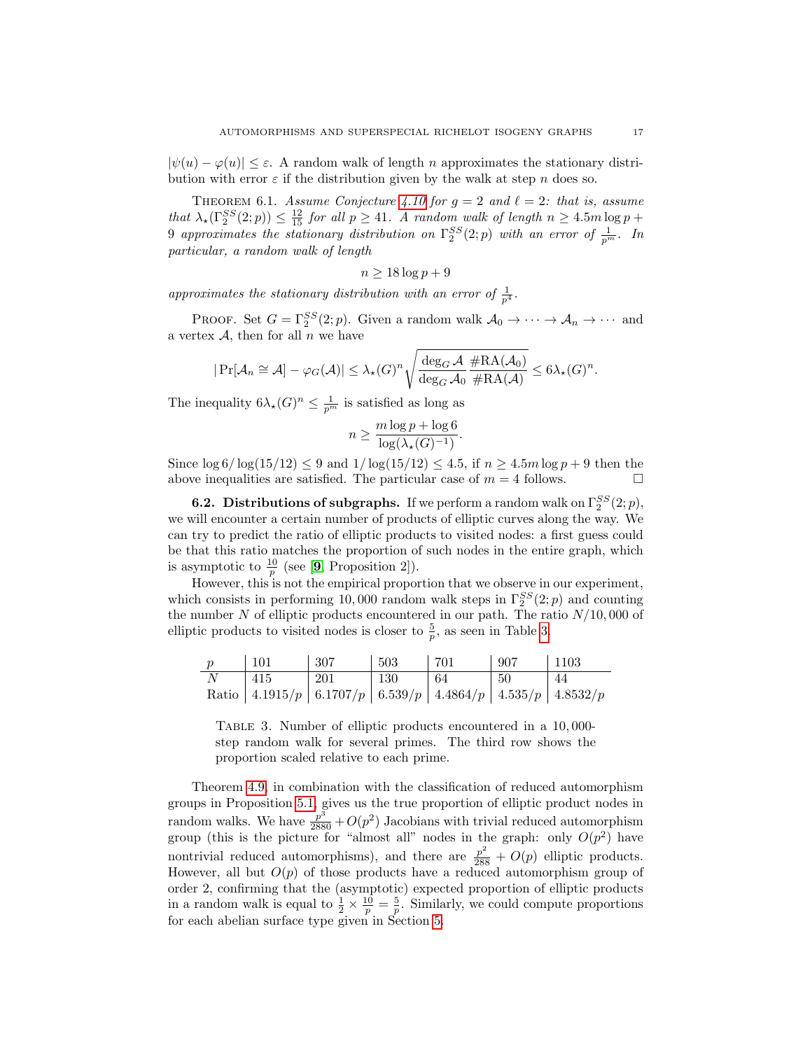$|\psi(u) - \varphi(u)| \leq \varepsilon$. A random walk of length $n$ approximates the stationary distribution with error $\varepsilon$ if the distribution given by the walk at step $n$ does so.

THEOREM 6.1. *Assume Conjecture 4.10 for $g = 2$ and $\ell = 2$: that is, assume that $\lambda_\star(\Gamma_2^{SS}(2;p)) \leq \frac{12}{15}$ for all $p \geq 41$. A random walk of length $n \geq 4.5m \log p + 9$ approximates the stationary distribution on $\Gamma_2^{SS}(2;p)$ with an error of $\frac{1}{p^m}$. In particular, a random walk of length*

$$n \geq 18 \log p + 9$$

*approximates the stationary distribution with an error of $\frac{1}{p^4}$.*

PROOF. Set $G = \Gamma_2^{SS}(2;p)$. Given a random walk $\mathcal{A}_0 \to \cdots \to \mathcal{A}_n \to \cdots$ and a vertex $\mathcal{A}$, then for all $n$ we have

$$|\Pr[\mathcal{A}_n \cong \mathcal{A}] - \varphi_G(\mathcal{A})| \leq \lambda_\star(G)^n \sqrt{\frac{\deg_G \mathcal{A}}{\deg_G \mathcal{A}_0} \frac{\#\mathrm{RA}(\mathcal{A}_0)}{\#\mathrm{RA}(\mathcal{A})}} \leq 6\lambda_\star(G)^n.$$

The inequality $6\lambda_\star(G)^n \leq \frac{1}{p^m}$ is satisfied as long as

$$n \geq \frac{m \log p + \log 6}{\log(\lambda_\star(G)^{-1})}.$$

Since $\log 6/\log(15/12) \leq 9$ and $1/\log(15/12) \leq 4.5$, if $n \geq 4.5m \log p + 9$ then the above inequalities are satisfied. The particular case of $m = 4$ follows. ☐

**6.2. Distributions of subgraphs.** If we perform a random walk on $\Gamma_2^{SS}(2;p)$, we will encounter a certain number of products of elliptic curves along the way. We can try to predict the ratio of elliptic products to visited nodes: a first guess could be that this ratio matches the proportion of such nodes in the entire graph, which is asymptotic to $\frac{10}{p}$ (see [9, Proposition 2]).

However, this is not the empirical proportion that we observe in our experiment, which consists in performing 10,000 random walk steps in $\Gamma_2^{SS}(2;p)$ and counting the number $N$ of elliptic products encountered in our path. The ratio $N/10,000$ of elliptic products to visited nodes is closer to $\frac{5}{p}$, as seen in Table 3.

| $p$ | 101 | 307 | 503 | 701 | 907 | 1103 |
|---|---|---|---|---|---|---|
| $N$ | 415 | 201 | 130 | 64 | 50 | 44 |
| Ratio | $4.1915/p$ | $6.1707/p$ | $6.539/p$ | $4.4864/p$ | $4.535/p$ | $4.8532/p$ |

TABLE 3. Number of elliptic products encountered in a 10,000-step random walk for several primes. The third row shows the proportion scaled relative to each prime.

Theorem 4.9, in combination with the classification of reduced automorphism groups in Proposition 5.1, gives us the true proportion of elliptic product nodes in random walks. We have $\frac{p^3}{2880} + O(p^2)$ Jacobians with trivial reduced automorphism group (this is the picture for "almost all" nodes in the graph: only $O(p^2)$ have nontrivial reduced automorphisms), and there are $\frac{p^2}{288} + O(p)$ elliptic products. However, all but $O(p)$ of those products have a reduced automorphism group of order 2, confirming that the (asymptotic) expected proportion of elliptic products in a random walk is equal to $\frac{1}{2} \times \frac{10}{p} = \frac{5}{p}$. Similarly, we could compute proportions for each abelian surface type given in Section 5.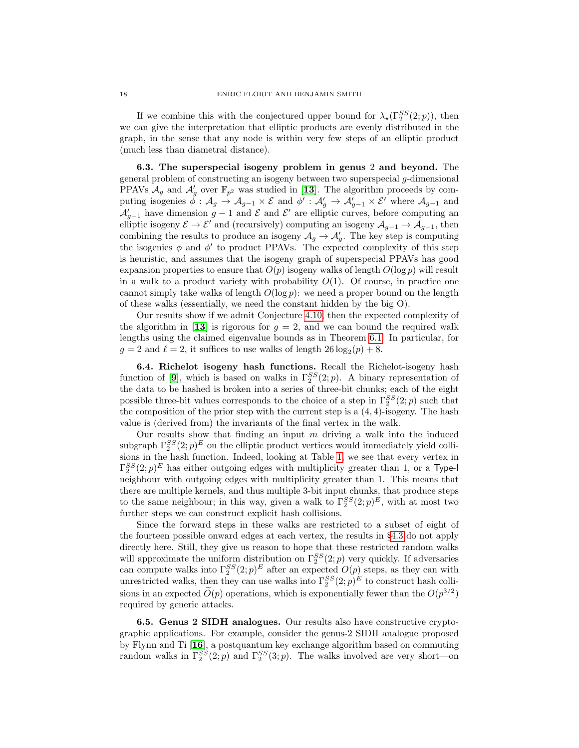If we combine this with the conjectured upper bound for $\lambda_\star(\Gamma_2^{SS}(2;p))$, then we can give the interpretation that elliptic products are evenly distributed in the graph, in the sense that any node is within very few steps of an elliptic product (much less than diametral distance).

**6.3. The superspecial isogeny problem in genus 2 and beyond.** The general problem of constructing an isogeny between two superspecial $g$-dimensional PPAVs $\mathcal{A}_g$ and $\mathcal{A}'_g$ over $\mathbb{F}_{p^2}$ was studied in [**13**]. The algorithm proceeds by computing isogenies $\phi : \mathcal{A}_g \to \mathcal{A}_{g-1} \times \mathcal{E}$ and $\phi' : \mathcal{A}'_g \to \mathcal{A}'_{g-1} \times \mathcal{E}'$ where $\mathcal{A}_{g-1}$ and $\mathcal{A}'_{g-1}$ have dimension $g-1$ and $\mathcal{E}$ and $\mathcal{E}'$ are elliptic curves, before computing an elliptic isogeny $\mathcal{E} \to \mathcal{E}'$ and (recursively) computing an isogeny $\mathcal{A}_{g-1} \to \mathcal{A}_{g-1}$, then combining the results to produce an isogeny $\mathcal{A}_g \to \mathcal{A}'_g$. The key step is computing the isogenies $\phi$ and $\phi'$ to product PPAVs. The expected complexity of this step is heuristic, and assumes that the isogeny graph of superspecial PPAVs has good expansion properties to ensure that $O(p)$ isogeny walks of length $O(\log p)$ will result in a walk to a product variety with probability $O(1)$. Of course, in practice one cannot simply take walks of length $O(\log p)$: we need a proper bound on the length of these walks (essentially, we need the constant hidden by the big O).

Our results show if we admit Conjecture 4.10, then the expected complexity of the algorithm in [**13**] is rigorous for $g = 2$, and we can bound the required walk lengths using the claimed eigenvalue bounds as in Theorem 6.1. In particular, for $g = 2$ and $\ell = 2$, it suffices to use walks of length $26\log_2(p) + 8$.

**6.4. Richelot isogeny hash functions.** Recall the Richelot-isogeny hash function of [**9**], which is based on walks in $\Gamma_2^{SS}(2;p)$. A binary representation of the data to be hashed is broken into a series of three-bit chunks; each of the eight possible three-bit values corresponds to the choice of a step in $\Gamma_2^{SS}(2;p)$ such that the composition of the prior step with the current step is a $(4,4)$-isogeny. The hash value is (derived from) the invariants of the final vertex in the walk.

Our results show that finding an input $m$ driving a walk into the induced subgraph $\Gamma_2^{SS}(2;p)^E$ on the elliptic product vertices would immediately yield collisions in the hash function. Indeed, looking at Table 1, we see that every vertex in $\Gamma_2^{SS}(2;p)^E$ has either outgoing edges with multiplicity greater than 1, or a Type-I neighbour with outgoing edges with multiplicity greater than 1. This means that there are multiple kernels, and thus multiple 3-bit input chunks, that produce steps to the same neighbour; in this way, given a walk to $\Gamma_2^{SS}(2;p)^E$, with at most two further steps we can construct explicit hash collisions.

Since the forward steps in these walks are restricted to a subset of eight of the fourteen possible onward edges at each vertex, the results in §4.3 do not apply directly here. Still, they give us reason to hope that these restricted random walks will approximate the uniform distribution on $\Gamma_2^{SS}(2;p)$ very quickly. If adversaries can compute walks into $\Gamma_2^{SS}(2;p)^E$ after an expected $O(p)$ steps, as they can with unrestricted walks, then they can use walks into $\Gamma_2^{SS}(2;p)^E$ to construct hash collisions in an expected $\widetilde{O}(p)$ operations, which is exponentially fewer than the $O(p^{3/2})$ required by generic attacks.

**6.5. Genus 2 SIDH analogues.** Our results also have constructive cryptographic applications. For example, consider the genus-2 SIDH analogue proposed by Flynn and Ti [**16**], a postquantum key exchange algorithm based on commuting random walks in $\Gamma_2^{SS}(2;p)$ and $\Gamma_2^{SS}(3;p)$. The walks involved are very short—on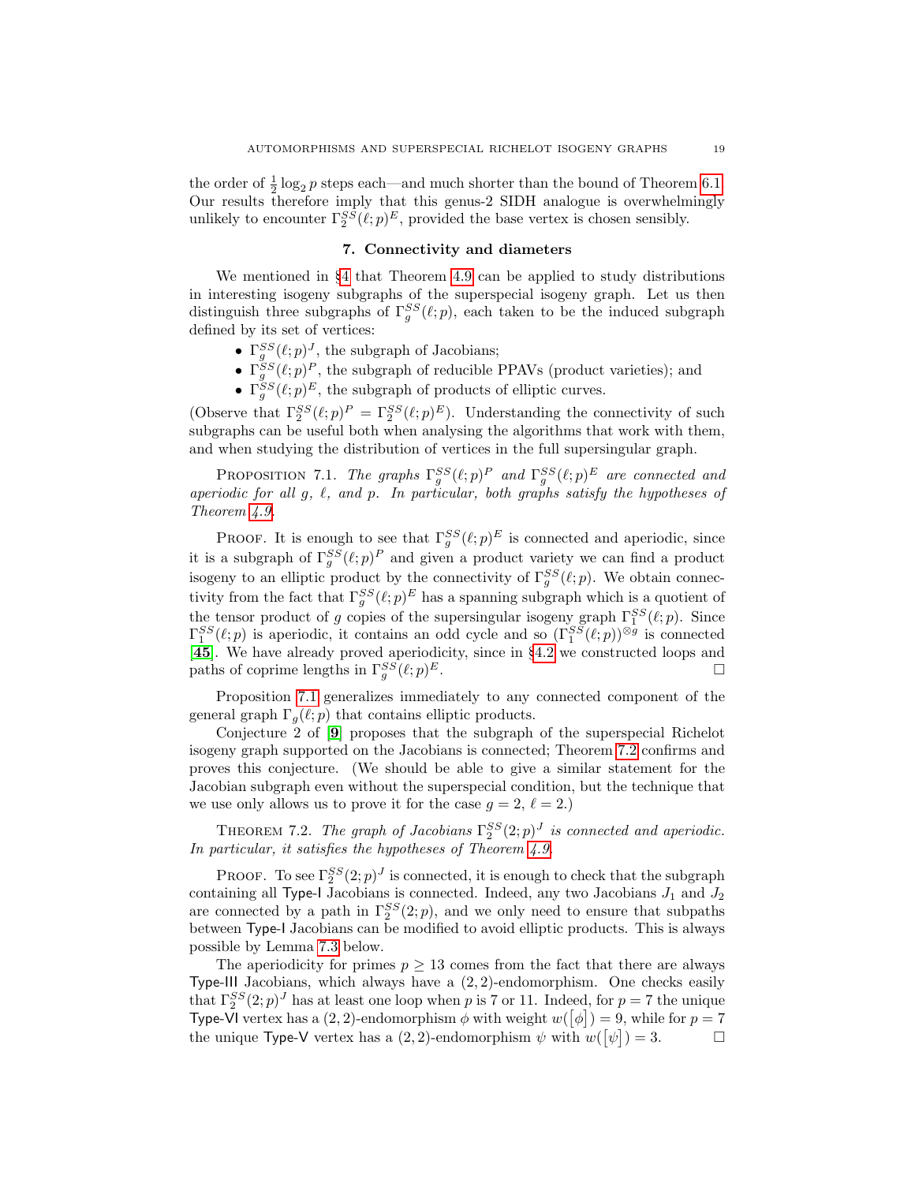the order of $\frac{1}{2}\log_2 p$ steps each—and much shorter than the bound of Theorem 6.1. Our results therefore imply that this genus-2 SIDH analogue is overwhelmingly unlikely to encounter $\Gamma_2^{SS}(\ell;p)^E$, provided the base vertex is chosen sensibly.

## 7. Connectivity and diameters

We mentioned in §4 that Theorem 4.9 can be applied to study distributions in interesting isogeny subgraphs of the superspecial isogeny graph. Let us then distinguish three subgraphs of $\Gamma_g^{SS}(\ell;p)$, each taken to be the induced subgraph defined by its set of vertices:

- $\Gamma_g^{SS}(\ell;p)^J$, the subgraph of Jacobians;
- $\Gamma_g^{SS}(\ell;p)^P$, the subgraph of reducible PPAVs (product varieties); and
- $\Gamma_g^{SS}(\ell;p)^E$, the subgraph of products of elliptic curves.

(Observe that $\Gamma_2^{SS}(\ell;p)^P = \Gamma_2^{SS}(\ell;p)^E$). Understanding the connectivity of such subgraphs can be useful both when analysing the algorithms that work with them, and when studying the distribution of vertices in the full supersingular graph.

Proposition 7.1. *The graphs $\Gamma_g^{SS}(\ell;p)^P$ and $\Gamma_g^{SS}(\ell;p)^E$ are connected and aperiodic for all $g$, $\ell$, and $p$. In particular, both graphs satisfy the hypotheses of Theorem 4.9.*

Proof. It is enough to see that $\Gamma_g^{SS}(\ell;p)^E$ is connected and aperiodic, since it is a subgraph of $\Gamma_g^{SS}(\ell;p)^P$ and given a product variety we can find a product isogeny to an elliptic product by the connectivity of $\Gamma_g^{SS}(\ell;p)$. We obtain connectivity from the fact that $\Gamma_g^{SS}(\ell;p)^E$ has a spanning subgraph which is a quotient of the tensor product of $g$ copies of the supersingular isogeny graph $\Gamma_1^{SS}(\ell;p)$. Since $\Gamma_1^{SS}(\ell;p)$ is aperiodic, it contains an odd cycle and so $(\Gamma_1^{SS}(\ell;p))^{\otimes g}$ is connected [**45**]. We have already proved aperiodicity, since in §4.2 we constructed loops and paths of coprime lengths in $\Gamma_g^{SS}(\ell;p)^E$. □

Proposition 7.1 generalizes immediately to any connected component of the general graph $\Gamma_g(\ell;p)$ that contains elliptic products.

Conjecture 2 of [**9**] proposes that the subgraph of the superspecial Richelot isogeny graph supported on the Jacobians is connected; Theorem 7.2 confirms and proves this conjecture. (We should be able to give a similar statement for the Jacobian subgraph even without the superspecial condition, but the technique that we use only allows us to prove it for the case $g = 2$, $\ell = 2$.)

Theorem 7.2. *The graph of Jacobians $\Gamma_2^{SS}(2;p)^J$ is connected and aperiodic. In particular, it satisfies the hypotheses of Theorem 4.9.*

Proof. To see $\Gamma_2^{SS}(2;p)^J$ is connected, it is enough to check that the subgraph containing all Type-I Jacobians is connected. Indeed, any two Jacobians $J_1$ and $J_2$ are connected by a path in $\Gamma_2^{SS}(2;p)$, and we only need to ensure that subpaths between Type-I Jacobians can be modified to avoid elliptic products. This is always possible by Lemma 7.3 below.

The aperiodicity for primes $p \geq 13$ comes from the fact that there are always Type-III Jacobians, which always have a $(2,2)$-endomorphism. One checks easily that $\Gamma_2^{SS}(2;p)^J$ has at least one loop when $p$ is 7 or 11. Indeed, for $p = 7$ the unique Type-VI vertex has a $(2,2)$-endomorphism $\phi$ with weight $w([\phi]) = 9$, while for $p = 7$ the unique Type-V vertex has a $(2,2)$-endomorphism $\psi$ with $w([\psi]) = 3$. □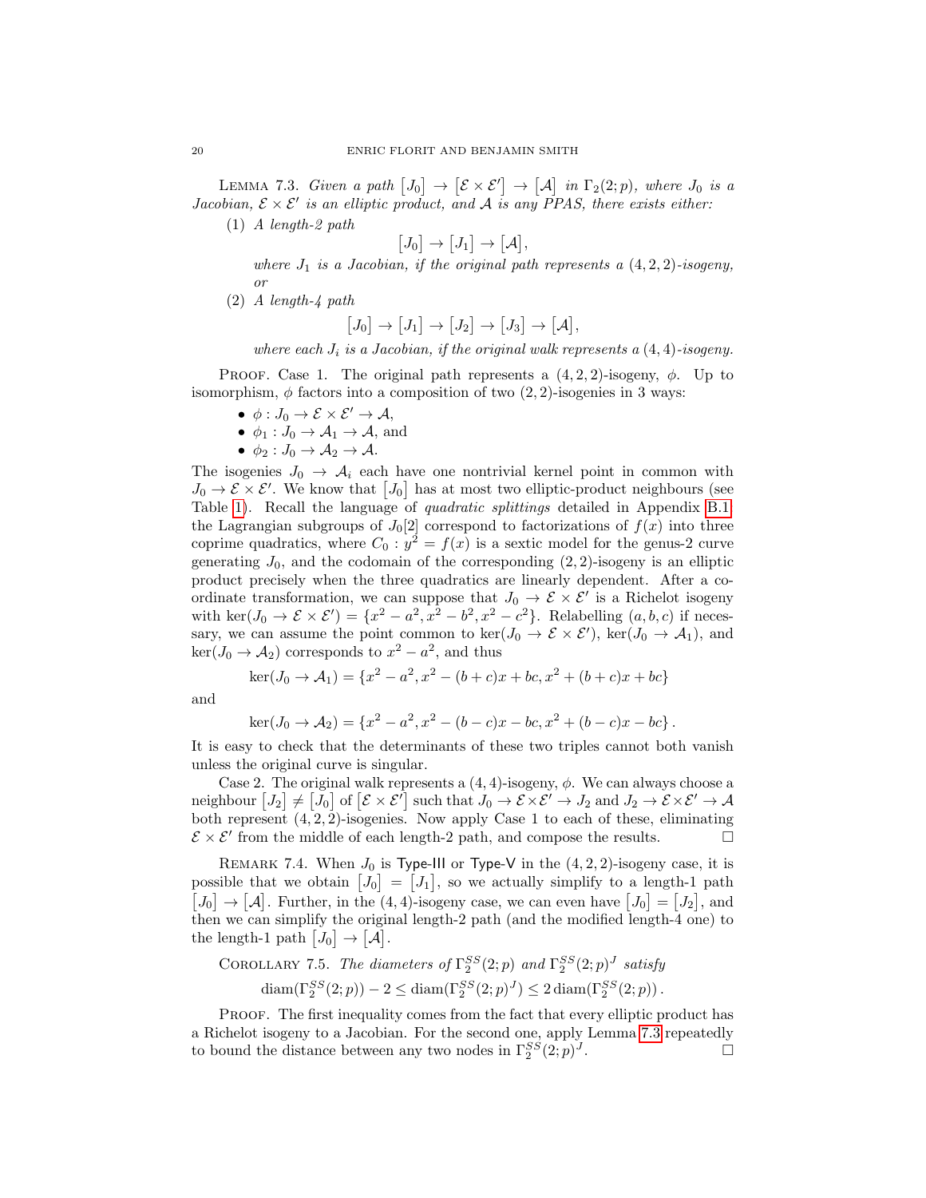**Lemma 7.3.** *Given a path $[J_0] \to [\mathcal{E} \times \mathcal{E}'] \to [\mathcal{A}]$ in $\Gamma_2(2;p)$, where $J_0$ is a Jacobian, $\mathcal{E} \times \mathcal{E}'$ is an elliptic product, and $\mathcal{A}$ is any PPAS, there exists either:*

1. *A length-2 path*
$$[J_0] \to [J_1] \to [\mathcal{A}],$$
*where $J_1$ is a Jacobian, if the original path represents a $(4,2,2)$-isogeny, or*
2. *A length-4 path*
$$[J_0] \to [J_1] \to [J_2] \to [J_3] \to [\mathcal{A}],$$
*where each $J_i$ is a Jacobian, if the original walk represents a $(4,4)$-isogeny.*

Proof. Case 1. The original path represents a $(4,2,2)$-isogeny, $\phi$. Up to isomorphism, $\phi$ factors into a composition of two $(2,2)$-isogenies in 3 ways:

- $\phi : J_0 \to \mathcal{E} \times \mathcal{E}' \to \mathcal{A}$,
- $\phi_1 : J_0 \to \mathcal{A}_1 \to \mathcal{A}$, and
- $\phi_2 : J_0 \to \mathcal{A}_2 \to \mathcal{A}$.

The isogenies $J_0 \to \mathcal{A}_i$ each have one nontrivial kernel point in common with $J_0 \to \mathcal{E} \times \mathcal{E}'$. We know that $[J_0]$ has at most two elliptic-product neighbours (see Table 1). Recall the language of *quadratic splittings* detailed in Appendix B.1: the Lagrangian subgroups of $J_0[2]$ correspond to factorizations of $f(x)$ into three coprime quadratics, where $C_0 : y^2 = f(x)$ is a sextic model for the genus-2 curve generating $J_0$, and the codomain of the corresponding $(2,2)$-isogeny is an elliptic product precisely when the three quadratics are linearly dependent. After a coordinate transformation, we can suppose that $J_0 \to \mathcal{E} \times \mathcal{E}'$ is a Richelot isogeny with $\ker(J_0 \to \mathcal{E} \times \mathcal{E}') = \{x^2 - a^2, x^2 - b^2, x^2 - c^2\}$. Relabelling $(a,b,c)$ if necessary, we can assume the point common to $\ker(J_0 \to \mathcal{E} \times \mathcal{E}')$, $\ker(J_0 \to \mathcal{A}_1)$, and $\ker(J_0 \to \mathcal{A}_2)$ corresponds to $x^2 - a^2$, and thus

$$\ker(J_0 \to \mathcal{A}_1) = \{x^2 - a^2, x^2 - (b+c)x + bc, x^2 + (b+c)x + bc\}$$

and

$$\ker(J_0 \to \mathcal{A}_2) = \{x^2 - a^2, x^2 - (b-c)x - bc, x^2 + (b-c)x - bc\}.$$

It is easy to check that the determinants of these two triples cannot both vanish unless the original curve is singular.

Case 2. The original walk represents a $(4,4)$-isogeny, $\phi$. We can always choose a neighbour $[J_2] \neq [J_0]$ of $[\mathcal{E} \times \mathcal{E}']$ such that $J_0 \to \mathcal{E} \times \mathcal{E}' \to J_2$ and $J_2 \to \mathcal{E} \times \mathcal{E}' \to \mathcal{A}$ both represent $(4,2,2)$-isogenies. Now apply Case 1 to each of these, eliminating $\mathcal{E} \times \mathcal{E}'$ from the middle of each length-2 path, and compose the results. $\square$

**Remark 7.4.** When $J_0$ is Type-III or Type-V in the $(4,2,2)$-isogeny case, it is possible that we obtain $[J_0] = [J_1]$, so we actually simplify to a length-1 path $[J_0] \to [\mathcal{A}]$. Further, in the $(4,4)$-isogeny case, we can even have $[J_0] = [J_2]$, and then we can simplify the original length-2 path (and the modified length-4 one) to the length-1 path $[J_0] \to [\mathcal{A}]$.

**Corollary 7.5.** *The diameters of $\Gamma_2^{SS}(2;p)$ and $\Gamma_2^{SS}(2;p)^J$ satisfy*

$$\operatorname{diam}(\Gamma_2^{SS}(2;p)) - 2 \le \operatorname{diam}(\Gamma_2^{SS}(2;p)^J) \le 2\operatorname{diam}(\Gamma_2^{SS}(2;p)).$$

Proof. The first inequality comes from the fact that every elliptic product has a Richelot isogeny to a Jacobian. For the second one, apply Lemma 7.3 repeatedly to bound the distance between any two nodes in $\Gamma_2^{SS}(2;p)^J$. $\square$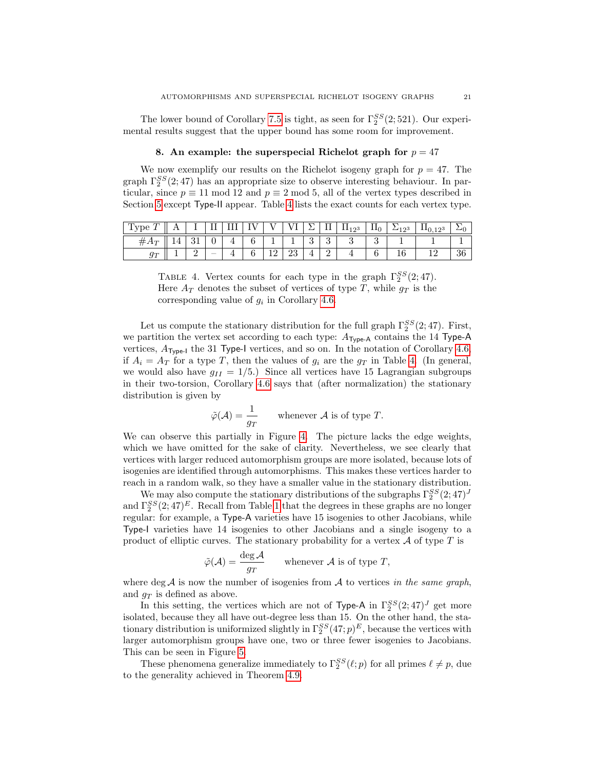The lower bound of Corollary 7.5 is tight, as seen for $\Gamma_2^{SS}(2;521)$. Our experimental results suggest that the upper bound has some room for improvement.

## 8. An example: the superspecial Richelot graph for $p = 47$

We now exemplify our results on the Richelot isogeny graph for $p = 47$. The graph $\Gamma_2^{SS}(2;47)$ has an appropriate size to observe interesting behaviour. In particular, since $p \equiv 11 \bmod 12$ and $p \equiv 2 \bmod 5$, all of the vertex types described in Section 5 except Type-II appear. Table 4 lists the exact counts for each vertex type.

| Type $T$ | A | I | II | III | IV | V | VI | $\Sigma$ | $\Pi$ | $\Pi_{12^3}$ | $\Pi_0$ | $\Sigma_{12^3}$ | $\Pi_{0,12^3}$ | $\Sigma_0$ |
|---|---|---|---|---|---|---|---|---|---|---|---|---|---|---|
| $\#A_T$ | 14 | 31 | 0 | 4 | 6 | 1 | 1 | 3 | 3 | 3 | 3 | 1 | 1 | 1 |
| $g_T$ | 1 | 2 | – | 4 | 6 | 12 | 23 | 4 | 2 | 4 | 6 | 16 | 12 | 36 |

TABLE 4. Vertex counts for each type in the graph $\Gamma_2^{SS}(2;47)$. Here $A_T$ denotes the subset of vertices of type $T$, while $g_T$ is the corresponding value of $g_i$ in Corollary 4.6.

Let us compute the stationary distribution for the full graph $\Gamma_2^{SS}(2;47)$. First, we partition the vertex set according to each type: $A_{\text{Type-A}}$ contains the 14 Type-A vertices, $A_{\text{Type-I}}$ the 31 Type-I vertices, and so on. In the notation of Corollary 4.6, if $A_i = A_T$ for a type $T$, then the values of $g_i$ are the $g_T$ in Table 4. (In general, we would also have $g_{II} = 1/5$.) Since all vertices have 15 Lagrangian subgroups in their two-torsion, Corollary 4.6 says that (after normalization) the stationary distribution is given by

$$\tilde{\varphi}(\mathcal{A}) = \frac{1}{g_T} \qquad \text{whenever } \mathcal{A} \text{ is of type } T.$$

We can observe this partially in Figure 4. The picture lacks the edge weights, which we have omitted for the sake of clarity. Nevertheless, we see clearly that vertices with larger reduced automorphism groups are more isolated, because lots of isogenies are identified through automorphisms. This makes these vertices harder to reach in a random walk, so they have a smaller value in the stationary distribution.

We may also compute the stationary distributions of the subgraphs $\Gamma_2^{SS}(2;47)^J$ and $\Gamma_2^{SS}(2;47)^E$. Recall from Table 1 that the degrees in these graphs are no longer regular: for example, a Type-A varieties have 15 isogenies to other Jacobians, while Type-I varieties have 14 isogenies to other Jacobians and a single isogeny to a product of elliptic curves. The stationary probability for a vertex $\mathcal{A}$ of type $T$ is

$$\tilde{\varphi}(\mathcal{A}) = \frac{\deg \mathcal{A}}{g_T} \qquad \text{whenever } \mathcal{A} \text{ is of type } T,$$

where $\deg \mathcal{A}$ is now the number of isogenies from $\mathcal{A}$ to vertices *in the same graph*, and $g_T$ is defined as above.

In this setting, the vertices which are not of Type-A in $\Gamma_2^{SS}(2;47)^J$ get more isolated, because they all have out-degree less than 15. On the other hand, the stationary distribution is uniformized slightly in $\Gamma_2^{SS}(47;p)^E$, because the vertices with larger automorphism groups have one, two or three fewer isogenies to Jacobians. This can be seen in Figure 5.

These phenomena generalize immediately to $\Gamma_2^{SS}(\ell;p)$ for all primes $\ell \neq p$, due to the generality achieved in Theorem 4.9.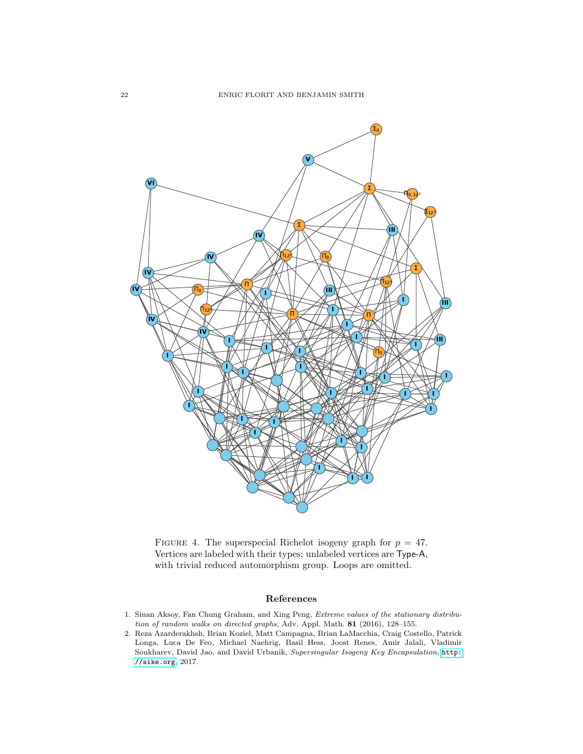Figure 4. The superspecial Richelot isogeny graph for $p = 47$. Vertices are labeled with their types; unlabeled vertices are Type-A, with trivial reduced automorphism group. Loops are omitted.

## References

1. Sinan Aksoy, Fan Chung Graham, and Xing Peng, *Extreme values of the stationary distribution of random walks on directed graphs*, Adv. Appl. Math. **81** (2016), 128–155.
2. Reza Azarderakhsh, Brian Koziel, Matt Campagna, Brian LaMacchia, Craig Costello, Patrick Longa, Luca De Feo, Michael Naehrig, Basil Hess, Joost Renes, Amir Jalali, Vladimir Soukharev, David Jao, and David Urbanik, *Supersingular Isogeny Key Encapsulation*, http://sike.org, 2017.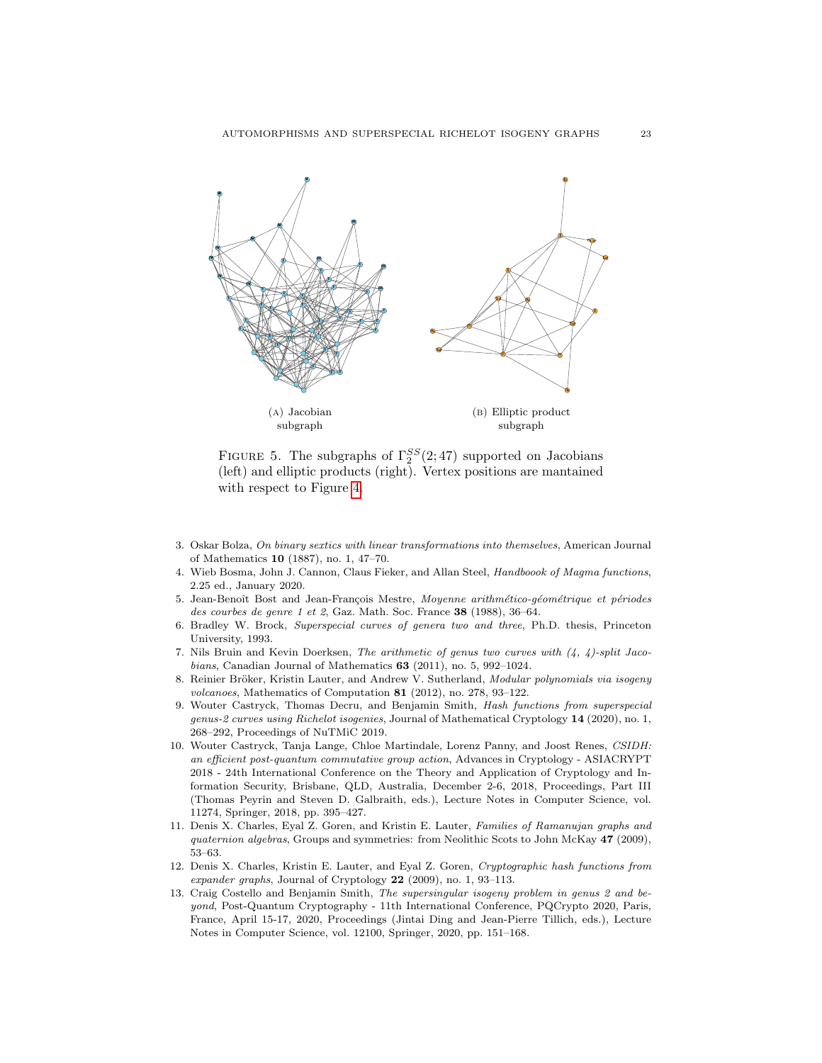(A) Jacobian subgraph

(B) Elliptic product subgraph

FIGURE 5. The subgraphs of $\Gamma_2^{SS}(2;47)$ supported on Jacobians (left) and elliptic products (right). Vertex positions are mantained with respect to Figure 4.

3. Oskar Bolza, *On binary sextics with linear transformations into themselves*, American Journal of Mathematics **10** (1887), no. 1, 47–70.
4. Wieb Bosma, John J. Cannon, Claus Fieker, and Allan Steel, *Handboook of Magma functions*, 2.25 ed., January 2020.
5. Jean-Benoît Bost and Jean-François Mestre, *Moyenne arithmético-géométrique et périodes des courbes de genre 1 et 2*, Gaz. Math. Soc. France **38** (1988), 36–64.
6. Bradley W. Brock, *Superspecial curves of genera two and three*, Ph.D. thesis, Princeton University, 1993.
7. Nils Bruin and Kevin Doerksen, *The arithmetic of genus two curves with (4, 4)-split Jacobians*, Canadian Journal of Mathematics **63** (2011), no. 5, 992–1024.
8. Reinier Bröker, Kristin Lauter, and Andrew V. Sutherland, *Modular polynomials via isogeny volcanoes*, Mathematics of Computation **81** (2012), no. 278, 93–122.
9. Wouter Castryck, Thomas Decru, and Benjamin Smith, *Hash functions from superspecial genus-2 curves using Richelot isogenies*, Journal of Mathematical Cryptology **14** (2020), no. 1, 268–292, Proceedings of NuTMiC 2019.
10. Wouter Castryck, Tanja Lange, Chloe Martindale, Lorenz Panny, and Joost Renes, *CSIDH: an efficient post-quantum commutative group action*, Advances in Cryptology - ASIACRYPT 2018 - 24th International Conference on the Theory and Application of Cryptology and Information Security, Brisbane, QLD, Australia, December 2-6, 2018, Proceedings, Part III (Thomas Peyrin and Steven D. Galbraith, eds.), Lecture Notes in Computer Science, vol. 11274, Springer, 2018, pp. 395–427.
11. Denis X. Charles, Eyal Z. Goren, and Kristin E. Lauter, *Families of Ramanujan graphs and quaternion algebras*, Groups and symmetries: from Neolithic Scots to John McKay **47** (2009), 53–63.
12. Denis X. Charles, Kristin E. Lauter, and Eyal Z. Goren, *Cryptographic hash functions from expander graphs*, Journal of Cryptology **22** (2009), no. 1, 93–113.
13. Craig Costello and Benjamin Smith, *The supersingular isogeny problem in genus 2 and beyond*, Post-Quantum Cryptography - 11th International Conference, PQCrypto 2020, Paris, France, April 15-17, 2020, Proceedings (Jintai Ding and Jean-Pierre Tillich, eds.), Lecture Notes in Computer Science, vol. 12100, Springer, 2020, pp. 151–168.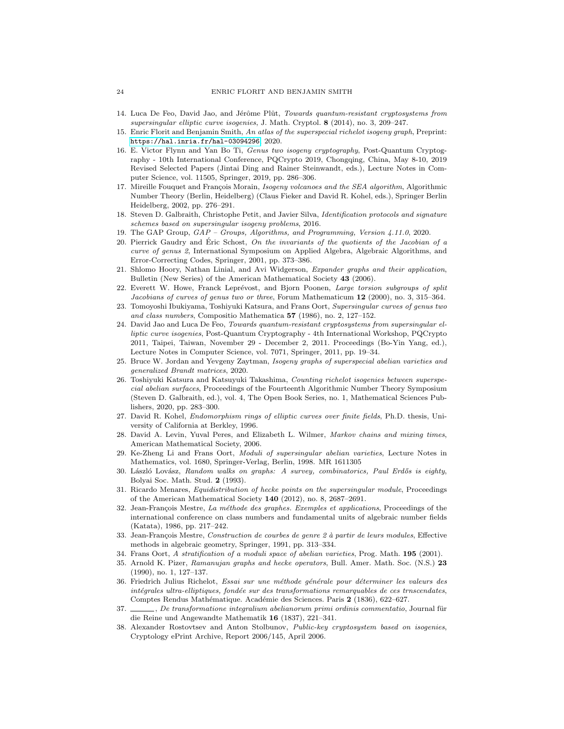14. Luca De Feo, David Jao, and Jérôme Plût, *Towards quantum-resistant cryptosystems from supersingular elliptic curve isogenies*, J. Math. Cryptol. **8** (2014), no. 3, 209–247.
15. Enric Florit and Benjamin Smith, *An atlas of the superspecial richelot isogeny graph*, Preprint: https://hal.inria.fr/hal-03094296, 2020.
16. E. Victor Flynn and Yan Bo Ti, *Genus two isogeny cryptography*, Post-Quantum Cryptography - 10th International Conference, PQCrypto 2019, Chongqing, China, May 8-10, 2019 Revised Selected Papers (Jintai Ding and Rainer Steinwandt, eds.), Lecture Notes in Computer Science, vol. 11505, Springer, 2019, pp. 286–306.
17. Mireille Fouquet and François Morain, *Isogeny volcanoes and the SEA algorithm*, Algorithmic Number Theory (Berlin, Heidelberg) (Claus Fieker and David R. Kohel, eds.), Springer Berlin Heidelberg, 2002, pp. 276–291.
18. Steven D. Galbraith, Christophe Petit, and Javier Silva, *Identification protocols and signature schemes based on supersingular isogeny problems*, 2016.
19. The GAP Group, *GAP – Groups, Algorithms, and Programming, Version 4.11.0*, 2020.
20. Pierrick Gaudry and Éric Schost, *On the invariants of the quotients of the Jacobian of a curve of genus 2*, International Symposium on Applied Algebra, Algebraic Algorithms, and Error-Correcting Codes, Springer, 2001, pp. 373–386.
21. Shlomo Hoory, Nathan Linial, and Avi Widgerson, *Expander graphs and their application*, Bulletin (New Series) of the American Mathematical Society **43** (2006).
22. Everett W. Howe, Franck Leprévost, and Bjorn Poonen, *Large torsion subgroups of split Jacobians of curves of genus two or three*, Forum Mathematicum **12** (2000), no. 3, 315–364.
23. Tomoyoshi Ibukiyama, Toshiyuki Katsura, and Frans Oort, *Supersingular curves of genus two and class numbers*, Compositio Mathematica **57** (1986), no. 2, 127–152.
24. David Jao and Luca De Feo, *Towards quantum-resistant cryptosystems from supersingular elliptic curve isogenies*, Post-Quantum Cryptography - 4th International Workshop, PQCrypto 2011, Taipei, Taiwan, November 29 - December 2, 2011. Proceedings (Bo-Yin Yang, ed.), Lecture Notes in Computer Science, vol. 7071, Springer, 2011, pp. 19–34.
25. Bruce W. Jordan and Yevgeny Zaytman, *Isogeny graphs of superspecial abelian varieties and generalized Brandt matrices*, 2020.
26. Toshiyuki Katsura and Katsuyuki Takashima, *Counting richelot isogenies between superspecial abelian surfaces*, Proceedings of the Fourteenth Algorithmic Number Theory Symposium (Steven D. Galbraith, ed.), vol. 4, The Open Book Series, no. 1, Mathematical Sciences Publishers, 2020, pp. 283–300.
27. David R. Kohel, *Endomorphism rings of elliptic curves over finite fields*, Ph.D. thesis, University of California at Berkley, 1996.
28. David A. Levin, Yuval Peres, and Elizabeth L. Wilmer, *Markov chains and mixing times*, American Mathematical Society, 2006.
29. Ke-Zheng Li and Frans Oort, *Moduli of supersingular abelian varieties*, Lecture Notes in Mathematics, vol. 1680, Springer-Verlag, Berlin, 1998. MR 1611305
30. László Lovász, *Random walks on graphs: A survey, combinatorics, Paul Erdős is eighty*, Bolyai Soc. Math. Stud. **2** (1993).
31. Ricardo Menares, *Equidistribution of hecke points on the supersingular module*, Proceedings of the American Mathematical Society **140** (2012), no. 8, 2687–2691.
32. Jean-François Mestre, *La méthode des graphes. Exemples et applications*, Proceedings of the international conference on class numbers and fundamental units of algebraic number fields (Katata), 1986, pp. 217–242.
33. Jean-François Mestre, *Construction de courbes de genre 2 à partir de leurs modules*, Effective methods in algebraic geometry, Springer, 1991, pp. 313–334.
34. Frans Oort, *A stratification of a moduli space of abelian varieties*, Prog. Math. **195** (2001).
35. Arnold K. Pizer, *Ramanujan graphs and hecke operators*, Bull. Amer. Math. Soc. (N.S.) **23** (1990), no. 1, 127–137.
36. Friedrich Julius Richelot, *Essai sur une méthode générale pour déterminer les valeurs des intégrales ultra-elliptiques, fondée sur des transformations remarquables de ces trnscendates*, Comptes Rendus Mathématique. Académie des Sciences. Paris **2** (1836), 622–627.
37. ______, *De transformatione integralium abelianorum primi ordinis commentatio*, Journal für die Reine und Angewandte Mathematik **16** (1837), 221–341.
38. Alexander Rostovtsev and Anton Stolbunov, *Public-key cryptosystem based on isogenies*, Cryptology ePrint Archive, Report 2006/145, April 2006.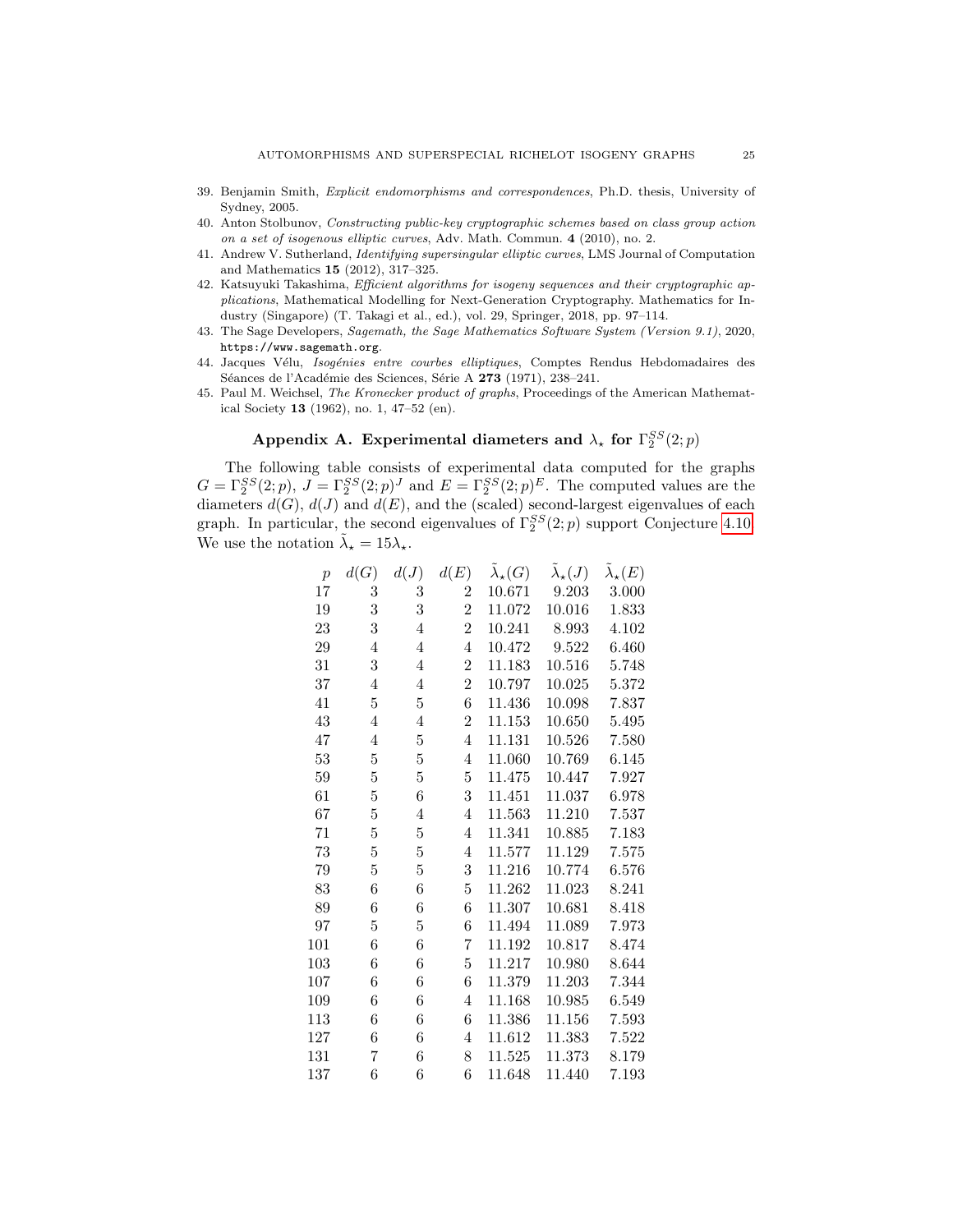39. Benjamin Smith, *Explicit endomorphisms and correspondences*, Ph.D. thesis, University of Sydney, 2005.
40. Anton Stolbunov, *Constructing public-key cryptographic schemes based on class group action on a set of isogenous elliptic curves*, Adv. Math. Commun. **4** (2010), no. 2.
41. Andrew V. Sutherland, *Identifying supersingular elliptic curves*, LMS Journal of Computation and Mathematics **15** (2012), 317–325.
42. Katsuyuki Takashima, *Efficient algorithms for isogeny sequences and their cryptographic applications*, Mathematical Modelling for Next-Generation Cryptography. Mathematics for Industry (Singapore) (T. Takagi et al., ed.), vol. 29, Springer, 2018, pp. 97–114.
43. The Sage Developers, *Sagemath, the Sage Mathematics Software System (Version 9.1)*, 2020, https://www.sagemath.org.
44. Jacques Vélu, *Isogénies entre courbes elliptiques*, Comptes Rendus Hebdomadaires des Séances de l'Académie des Sciences, Série A **273** (1971), 238–241.
45. Paul M. Weichsel, *The Kronecker product of graphs*, Proceedings of the American Mathematical Society **13** (1962), no. 1, 47–52 (en).

## Appendix A. Experimental diameters and $\lambda_\star$ for $\Gamma_2^{SS}(2;p)$

The following table consists of experimental data computed for the graphs $G = \Gamma_2^{SS}(2;p)$, $J = \Gamma_2^{SS}(2;p)^J$ and $E = \Gamma_2^{SS}(2;p)^E$. The computed values are the diameters $d(G)$, $d(J)$ and $d(E)$, and the (scaled) second-largest eigenvalues of each graph. In particular, the second eigenvalues of $\Gamma_2^{SS}(2;p)$ support Conjecture 4.10. We use the notation $\tilde{\lambda}_\star = 15\lambda_\star$.

| $p$ | $d(G)$ | $d(J)$ | $d(E)$ | $\tilde{\lambda}_\star(G)$ | $\tilde{\lambda}_\star(J)$ | $\tilde{\lambda}_\star(E)$ |
|---|---|---|---|---|---|---|
| 17 | 3 | 3 | 2 | 10.671 | 9.203 | 3.000 |
| 19 | 3 | 3 | 2 | 11.072 | 10.016 | 1.833 |
| 23 | 3 | 4 | 2 | 10.241 | 8.993 | 4.102 |
| 29 | 4 | 4 | 4 | 10.472 | 9.522 | 6.460 |
| 31 | 3 | 4 | 2 | 11.183 | 10.516 | 5.748 |
| 37 | 4 | 4 | 2 | 10.797 | 10.025 | 5.372 |
| 41 | 5 | 5 | 6 | 11.436 | 10.098 | 7.837 |
| 43 | 4 | 4 | 2 | 11.153 | 10.650 | 5.495 |
| 47 | 4 | 5 | 4 | 11.131 | 10.526 | 7.580 |
| 53 | 5 | 5 | 4 | 11.060 | 10.769 | 6.145 |
| 59 | 5 | 5 | 5 | 11.475 | 10.447 | 7.927 |
| 61 | 5 | 6 | 3 | 11.451 | 11.037 | 6.978 |
| 67 | 5 | 4 | 4 | 11.563 | 11.210 | 7.537 |
| 71 | 5 | 5 | 4 | 11.341 | 10.885 | 7.183 |
| 73 | 5 | 5 | 4 | 11.577 | 11.129 | 7.575 |
| 79 | 5 | 5 | 3 | 11.216 | 10.774 | 6.576 |
| 83 | 6 | 6 | 5 | 11.262 | 11.023 | 8.241 |
| 89 | 6 | 6 | 6 | 11.307 | 10.681 | 8.418 |
| 97 | 5 | 5 | 6 | 11.494 | 11.089 | 7.973 |
| 101 | 6 | 6 | 7 | 11.192 | 10.817 | 8.474 |
| 103 | 6 | 6 | 5 | 11.217 | 10.980 | 8.644 |
| 107 | 6 | 6 | 6 | 11.379 | 11.203 | 7.344 |
| 109 | 6 | 6 | 4 | 11.168 | 10.985 | 6.549 |
| 113 | 6 | 6 | 6 | 11.386 | 11.156 | 7.593 |
| 127 | 6 | 6 | 4 | 11.612 | 11.383 | 7.522 |
| 131 | 7 | 6 | 8 | 11.525 | 11.373 | 8.179 |
| 137 | 6 | 6 | 6 | 11.648 | 11.440 | 7.193 |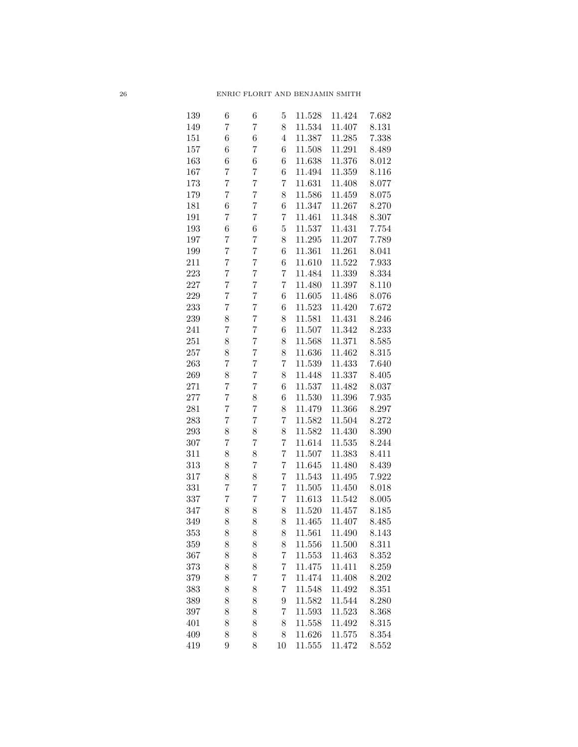| | | | | | | |
|---|---|---|---|---|---|---|
| 139 | 6 | 6 | 5 | 11.528 | 11.424 | 7.682 |
| 149 | 7 | 7 | 8 | 11.534 | 11.407 | 8.131 |
| 151 | 6 | 6 | 4 | 11.387 | 11.285 | 7.338 |
| 157 | 6 | 7 | 6 | 11.508 | 11.291 | 8.489 |
| 163 | 6 | 6 | 6 | 11.638 | 11.376 | 8.012 |
| 167 | 7 | 7 | 6 | 11.494 | 11.359 | 8.116 |
| 173 | 7 | 7 | 7 | 11.631 | 11.408 | 8.077 |
| 179 | 7 | 7 | 8 | 11.586 | 11.459 | 8.075 |
| 181 | 6 | 7 | 6 | 11.347 | 11.267 | 8.270 |
| 191 | 7 | 7 | 7 | 11.461 | 11.348 | 8.307 |
| 193 | 6 | 6 | 5 | 11.537 | 11.431 | 7.754 |
| 197 | 7 | 7 | 8 | 11.295 | 11.207 | 7.789 |
| 199 | 7 | 7 | 6 | 11.361 | 11.261 | 8.041 |
| 211 | 7 | 7 | 6 | 11.610 | 11.522 | 7.933 |
| 223 | 7 | 7 | 7 | 11.484 | 11.339 | 8.334 |
| 227 | 7 | 7 | 7 | 11.480 | 11.397 | 8.110 |
| 229 | 7 | 7 | 6 | 11.605 | 11.486 | 8.076 |
| 233 | 7 | 7 | 6 | 11.523 | 11.420 | 7.672 |
| 239 | 8 | 7 | 8 | 11.581 | 11.431 | 8.246 |
| 241 | 7 | 7 | 6 | 11.507 | 11.342 | 8.233 |
| 251 | 8 | 7 | 8 | 11.568 | 11.371 | 8.585 |
| 257 | 8 | 7 | 8 | 11.636 | 11.462 | 8.315 |
| 263 | 7 | 7 | 7 | 11.539 | 11.433 | 7.640 |
| 269 | 8 | 7 | 8 | 11.448 | 11.337 | 8.405 |
| 271 | 7 | 7 | 6 | 11.537 | 11.482 | 8.037 |
| 277 | 7 | 8 | 6 | 11.530 | 11.396 | 7.935 |
| 281 | 7 | 7 | 8 | 11.479 | 11.366 | 8.297 |
| 283 | 7 | 7 | 7 | 11.582 | 11.504 | 8.272 |
| 293 | 8 | 8 | 8 | 11.582 | 11.430 | 8.390 |
| 307 | 7 | 7 | 7 | 11.614 | 11.535 | 8.244 |
| 311 | 8 | 8 | 7 | 11.507 | 11.383 | 8.411 |
| 313 | 8 | 7 | 7 | 11.645 | 11.480 | 8.439 |
| 317 | 8 | 8 | 7 | 11.543 | 11.495 | 7.922 |
| 331 | 7 | 7 | 7 | 11.505 | 11.450 | 8.018 |
| 337 | 7 | 7 | 7 | 11.613 | 11.542 | 8.005 |
| 347 | 8 | 8 | 8 | 11.520 | 11.457 | 8.185 |
| 349 | 8 | 8 | 8 | 11.465 | 11.407 | 8.485 |
| 353 | 8 | 8 | 8 | 11.561 | 11.490 | 8.143 |
| 359 | 8 | 8 | 8 | 11.556 | 11.500 | 8.311 |
| 367 | 8 | 8 | 7 | 11.553 | 11.463 | 8.352 |
| 373 | 8 | 8 | 7 | 11.475 | 11.411 | 8.259 |
| 379 | 8 | 7 | 7 | 11.474 | 11.408 | 8.202 |
| 383 | 8 | 8 | 7 | 11.548 | 11.492 | 8.351 |
| 389 | 8 | 8 | 9 | 11.582 | 11.544 | 8.280 |
| 397 | 8 | 8 | 7 | 11.593 | 11.523 | 8.368 |
| 401 | 8 | 8 | 8 | 11.558 | 11.492 | 8.315 |
| 409 | 8 | 8 | 8 | 11.626 | 11.575 | 8.354 |
| 419 | 9 | 8 | 10 | 11.555 | 11.472 | 8.552 |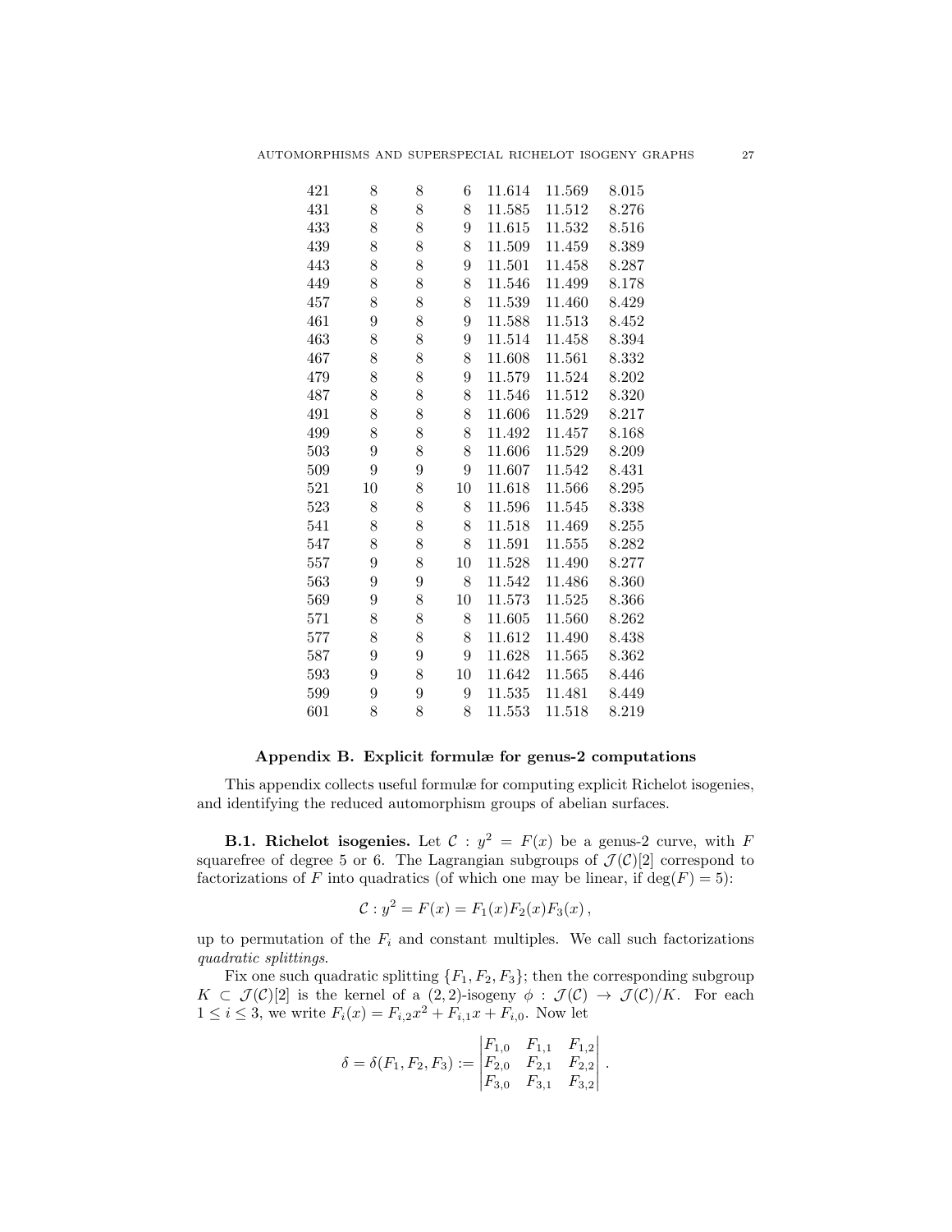| | | | | | | |
|---|---|---|---|---|---|---|
| 421 | 8 | 8 | 6 | 11.614 | 11.569 | 8.015 |
| 431 | 8 | 8 | 8 | 11.585 | 11.512 | 8.276 |
| 433 | 8 | 8 | 9 | 11.615 | 11.532 | 8.516 |
| 439 | 8 | 8 | 8 | 11.509 | 11.459 | 8.389 |
| 443 | 8 | 8 | 9 | 11.501 | 11.458 | 8.287 |
| 449 | 8 | 8 | 8 | 11.546 | 11.499 | 8.178 |
| 457 | 8 | 8 | 8 | 11.539 | 11.460 | 8.429 |
| 461 | 9 | 8 | 9 | 11.588 | 11.513 | 8.452 |
| 463 | 8 | 8 | 9 | 11.514 | 11.458 | 8.394 |
| 467 | 8 | 8 | 8 | 11.608 | 11.561 | 8.332 |
| 479 | 8 | 8 | 9 | 11.579 | 11.524 | 8.202 |
| 487 | 8 | 8 | 8 | 11.546 | 11.512 | 8.320 |
| 491 | 8 | 8 | 8 | 11.606 | 11.529 | 8.217 |
| 499 | 8 | 8 | 8 | 11.492 | 11.457 | 8.168 |
| 503 | 9 | 8 | 8 | 11.606 | 11.529 | 8.209 |
| 509 | 9 | 9 | 9 | 11.607 | 11.542 | 8.431 |
| 521 | 10 | 8 | 10 | 11.618 | 11.566 | 8.295 |
| 523 | 8 | 8 | 8 | 11.596 | 11.545 | 8.338 |
| 541 | 8 | 8 | 8 | 11.518 | 11.469 | 8.255 |
| 547 | 8 | 8 | 8 | 11.591 | 11.555 | 8.282 |
| 557 | 9 | 8 | 10 | 11.528 | 11.490 | 8.277 |
| 563 | 9 | 9 | 8 | 11.542 | 11.486 | 8.360 |
| 569 | 9 | 8 | 10 | 11.573 | 11.525 | 8.366 |
| 571 | 8 | 8 | 8 | 11.605 | 11.560 | 8.262 |
| 577 | 8 | 8 | 8 | 11.612 | 11.490 | 8.438 |
| 587 | 9 | 9 | 9 | 11.628 | 11.565 | 8.362 |
| 593 | 9 | 8 | 10 | 11.642 | 11.565 | 8.446 |
| 599 | 9 | 9 | 9 | 11.535 | 11.481 | 8.449 |
| 601 | 8 | 8 | 8 | 11.553 | 11.518 | 8.219 |

## Appendix B. Explicit formulæ for genus-2 computations

This appendix collects useful formulæ for computing explicit Richelot isogenies, and identifying the reduced automorphism groups of abelian surfaces.

**B.1. Richelot isogenies.** Let $\mathcal{C} : y^2 = F(x)$ be a genus-2 curve, with $F$ squarefree of degree 5 or 6. The Lagrangian subgroups of $\mathcal{J}(\mathcal{C})[2]$ correspond to factorizations of $F$ into quadratics (of which one may be linear, if $\deg(F) = 5$):

$$\mathcal{C} : y^2 = F(x) = F_1(x)F_2(x)F_3(x)\,,$$

up to permutation of the $F_i$ and constant multiples. We call such factorizations *quadratic splittings*.

Fix one such quadratic splitting $\{F_1, F_2, F_3\}$; then the corresponding subgroup $K \subset \mathcal{J}(\mathcal{C})[2]$ is the kernel of a $(2,2)$-isogeny $\phi : \mathcal{J}(\mathcal{C}) \to \mathcal{J}(\mathcal{C})/K$. For each $1 \leq i \leq 3$, we write $F_i(x) = F_{i,2}x^2 + F_{i,1}x + F_{i,0}$. Now let

$$\delta = \delta(F_1, F_2, F_3) := \begin{vmatrix} F_{1,0} & F_{1,1} & F_{1,2} \\ F_{2,0} & F_{2,1} & F_{2,2} \\ F_{3,0} & F_{3,1} & F_{3,2} \end{vmatrix}\,.$$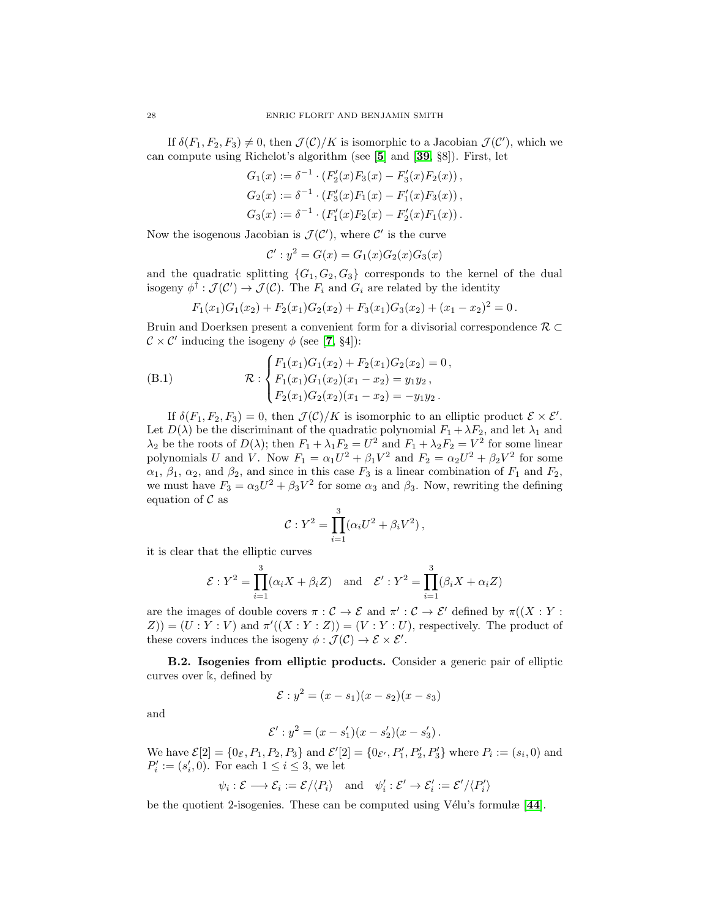If $\delta(F_1, F_2, F_3) \neq 0$, then $\mathcal{J}(\mathcal{C})/K$ is isomorphic to a Jacobian $\mathcal{J}(\mathcal{C}')$, which we can compute using Richelot's algorithm (see [5] and [39, §8]). First, let

$$
\begin{aligned}
G_1(x) &:= \delta^{-1} \cdot (F_2'(x)F_3(x) - F_3'(x)F_2(x)) ,\\
G_2(x) &:= \delta^{-1} \cdot (F_3'(x)F_1(x) - F_1'(x)F_3(x)) ,\\
G_3(x) &:= \delta^{-1} \cdot (F_1'(x)F_2(x) - F_2'(x)F_1(x)) .
\end{aligned}
$$

Now the isogenous Jacobian is $\mathcal{J}(\mathcal{C}')$, where $\mathcal{C}'$ is the curve

$$
\mathcal{C}' : y^2 = G(x) = G_1(x)G_2(x)G_3(x)
$$

and the quadratic splitting $\{G_1, G_2, G_3\}$ corresponds to the kernel of the dual isogeny $\phi^\dagger : \mathcal{J}(\mathcal{C}') \to \mathcal{J}(\mathcal{C})$. The $F_i$ and $G_i$ are related by the identity

$$
F_1(x_1)G_1(x_2) + F_2(x_1)G_2(x_2) + F_3(x_1)G_3(x_2) + (x_1 - x_2)^2 = 0 .
$$

Bruin and Doerksen present a convenient form for a divisorial correspondence $\mathcal{R} \subset \mathcal{C} \times \mathcal{C}'$ inducing the isogeny $\phi$ (see [7, §4]):

$$
\text{(B.1)} \qquad \mathcal{R} : \begin{cases} F_1(x_1)G_1(x_2) + F_2(x_1)G_2(x_2) = 0 , \\ F_1(x_1)G_1(x_2)(x_1 - x_2) = y_1 y_2 , \\ F_2(x_1)G_2(x_2)(x_1 - x_2) = -y_1 y_2 . \end{cases}
$$

If $\delta(F_1, F_2, F_3) = 0$, then $\mathcal{J}(\mathcal{C})/K$ is isomorphic to an elliptic product $\mathcal{E} \times \mathcal{E}'$. Let $D(\lambda)$ be the discriminant of the quadratic polynomial $F_1 + \lambda F_2$, and let $\lambda_1$ and $\lambda_2$ be the roots of $D(\lambda)$; then $F_1 + \lambda_1 F_2 = U^2$ and $F_1 + \lambda_2 F_2 = V^2$ for some linear polynomials $U$ and $V$. Now $F_1 = \alpha_1 U^2 + \beta_1 V^2$ and $F_2 = \alpha_2 U^2 + \beta_2 V^2$ for some $\alpha_1$, $\beta_1$, $\alpha_2$, and $\beta_2$, and since in this case $F_3$ is a linear combination of $F_1$ and $F_2$, we must have $F_3 = \alpha_3 U^2 + \beta_3 V^2$ for some $\alpha_3$ and $\beta_3$. Now, rewriting the defining equation of $\mathcal{C}$ as

$$
\mathcal{C} : Y^2 = \prod_{i=1}^{3} (\alpha_i U^2 + \beta_i V^2) ,
$$

it is clear that the elliptic curves

$$
\mathcal{E} : Y^2 = \prod_{i=1}^{3} (\alpha_i X + \beta_i Z) \quad \text{and} \quad \mathcal{E}' : Y^2 = \prod_{i=1}^{3} (\beta_i X + \alpha_i Z)
$$

are the images of double covers $\pi : \mathcal{C} \to \mathcal{E}$ and $\pi' : \mathcal{C} \to \mathcal{E}'$ defined by $\pi((X : Y : Z)) = (U : Y : V)$ and $\pi'((X : Y : Z)) = (V : Y : U)$, respectively. The product of these covers induces the isogeny $\phi : \mathcal{J}(\mathcal{C}) \to \mathcal{E} \times \mathcal{E}'$.

**B.2. Isogenies from elliptic products.** Consider a generic pair of elliptic curves over $\Bbbk$, defined by

$$
\mathcal{E} : y^2 = (x - s_1)(x - s_2)(x - s_3)
$$

and

$$
\mathcal{E}' : y^2 = (x - s_1')(x - s_2')(x - s_3') .
$$

We have $\mathcal{E}[2] = \{0_{\mathcal{E}}, P_1, P_2, P_3\}$ and $\mathcal{E}'[2] = \{0_{\mathcal{E}'}, P_1', P_2', P_3'\}$ where $P_i := (s_i, 0)$ and $P_i' := (s_i', 0)$. For each $1 \leq i \leq 3$, we let

$$
\psi_i : \mathcal{E} \longrightarrow \mathcal{E}_i := \mathcal{E}/\langle P_i \rangle \quad \text{and} \quad \psi_i' : \mathcal{E}' \to \mathcal{E}_i' := \mathcal{E}'/\langle P_i' \rangle
$$

be the quotient 2-isogenies. These can be computed using Vélu's formulæ [44].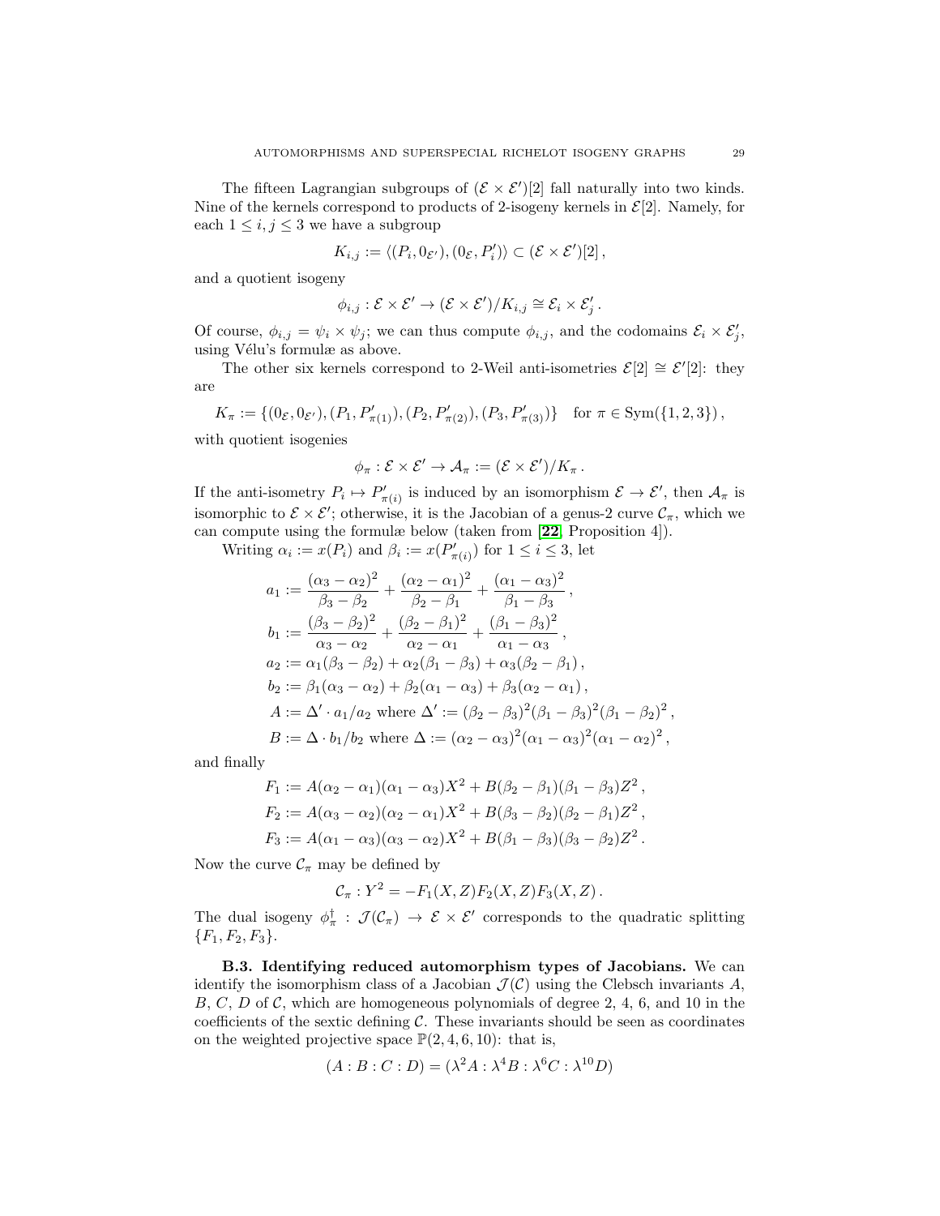The fifteen Lagrangian subgroups of $(\mathcal{E} \times \mathcal{E}')[2]$ fall naturally into two kinds. Nine of the kernels correspond to products of 2-isogeny kernels in $\mathcal{E}[2]$. Namely, for each $1 \leq i, j \leq 3$ we have a subgroup

$$K_{i,j} := \langle (P_i, 0_{\mathcal{E}'}), (0_{\mathcal{E}}, P_i') \rangle \subset (\mathcal{E} \times \mathcal{E}')[2]\,,$$

and a quotient isogeny

$$\phi_{i,j} : \mathcal{E} \times \mathcal{E}' \to (\mathcal{E} \times \mathcal{E}')/K_{i,j} \cong \mathcal{E}_i \times \mathcal{E}_j'\,.$$

Of course, $\phi_{i,j} = \psi_i \times \psi_j$; we can thus compute $\phi_{i,j}$, and the codomains $\mathcal{E}_i \times \mathcal{E}_j'$, using Vélu's formulæ as above.

The other six kernels correspond to 2-Weil anti-isometries $\mathcal{E}[2] \cong \mathcal{E}'[2]$: they are

$$K_\pi := \{(0_{\mathcal{E}}, 0_{\mathcal{E}'}), (P_1, P_{\pi(1)}'), (P_2, P_{\pi(2)}'), (P_3, P_{\pi(3)}')\} \quad \text{for } \pi \in \operatorname{Sym}(\{1,2,3\})\,,$$

with quotient isogenies

$$\phi_\pi : \mathcal{E} \times \mathcal{E}' \to \mathcal{A}_\pi := (\mathcal{E} \times \mathcal{E}')/K_\pi\,.$$

If the anti-isometry $P_i \mapsto P_{\pi(i)}'$ is induced by an isomorphism $\mathcal{E} \to \mathcal{E}'$, then $\mathcal{A}_\pi$ is isomorphic to $\mathcal{E} \times \mathcal{E}'$; otherwise, it is the Jacobian of a genus-2 curve $\mathcal{C}_\pi$, which we can compute using the formulæ below (taken from [22, Proposition 4]).

Writing $\alpha_i := x(P_i)$ and $\beta_i := x(P_{\pi(i)}')$ for $1 \leq i \leq 3$, let

$$
\begin{aligned}
a_1 &:= \frac{(\alpha_3 - \alpha_2)^2}{\beta_3 - \beta_2} + \frac{(\alpha_2 - \alpha_1)^2}{\beta_2 - \beta_1} + \frac{(\alpha_1 - \alpha_3)^2}{\beta_1 - \beta_3}\,, \\
b_1 &:= \frac{(\beta_3 - \beta_2)^2}{\alpha_3 - \alpha_2} + \frac{(\beta_2 - \beta_1)^2}{\alpha_2 - \alpha_1} + \frac{(\beta_1 - \beta_3)^2}{\alpha_1 - \alpha_3}\,, \\
a_2 &:= \alpha_1(\beta_3 - \beta_2) + \alpha_2(\beta_1 - \beta_3) + \alpha_3(\beta_2 - \beta_1)\,, \\
b_2 &:= \beta_1(\alpha_3 - \alpha_2) + \beta_2(\alpha_1 - \alpha_3) + \beta_3(\alpha_2 - \alpha_1)\,, \\
A &:= \Delta' \cdot a_1/a_2 \text{ where } \Delta' := (\beta_2 - \beta_3)^2(\beta_1 - \beta_3)^2(\beta_1 - \beta_2)^2\,, \\
B &:= \Delta \cdot b_1/b_2 \text{ where } \Delta := (\alpha_2 - \alpha_3)^2(\alpha_1 - \alpha_3)^2(\alpha_1 - \alpha_2)^2\,,
\end{aligned}
$$

and finally

$$
\begin{aligned}
F_1 &:= A(\alpha_2 - \alpha_1)(\alpha_1 - \alpha_3)X^2 + B(\beta_2 - \beta_1)(\beta_1 - \beta_3)Z^2\,, \\
F_2 &:= A(\alpha_3 - \alpha_2)(\alpha_2 - \alpha_1)X^2 + B(\beta_3 - \beta_2)(\beta_2 - \beta_1)Z^2\,, \\
F_3 &:= A(\alpha_1 - \alpha_3)(\alpha_3 - \alpha_2)X^2 + B(\beta_1 - \beta_3)(\beta_3 - \beta_2)Z^2\,.
\end{aligned}
$$

Now the curve $\mathcal{C}_\pi$ may be defined by

$$\mathcal{C}_\pi : Y^2 = -F_1(X,Z)F_2(X,Z)F_3(X,Z)\,.$$

The dual isogeny $\phi_\pi^\dagger : \mathcal{J}(\mathcal{C}_\pi) \to \mathcal{E} \times \mathcal{E}'$ corresponds to the quadratic splitting $\{F_1, F_2, F_3\}$.

**B.3. Identifying reduced automorphism types of Jacobians.** We can identify the isomorphism class of a Jacobian $\mathcal{J}(\mathcal{C})$ using the Clebsch invariants $A$, $B$, $C$, $D$ of $\mathcal{C}$, which are homogeneous polynomials of degree 2, 4, 6, and 10 in the coefficients of the sextic defining $\mathcal{C}$. These invariants should be seen as coordinates on the weighted projective space $\mathbb{P}(2,4,6,10)$: that is,

$$(A : B : C : D) = (\lambda^2 A : \lambda^4 B : \lambda^6 C : \lambda^{10} D)$$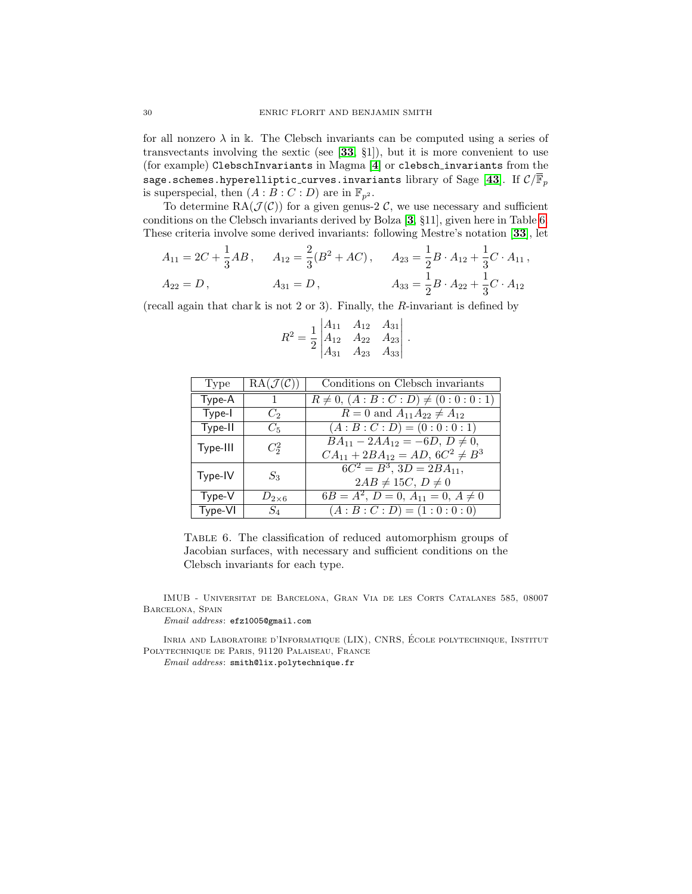for all nonzero $\lambda$ in $\Bbbk$. The Clebsch invariants can be computed using a series of transvectants involving the sextic (see [**33**, §1]), but it is more convenient to use (for example) `ClebschInvariants` in Magma [**4**] or `clebsch_invariants` from the `sage.schemes.hyperelliptic_curves.invariants` library of Sage [**43**]. If $\mathcal{C}/\overline{\mathbb{F}}_p$ is superspecial, then $(A : B : C : D)$ are in $\mathbb{F}_{p^2}$.

To determine $\mathrm{RA}(\mathcal{J}(\mathcal{C}))$ for a given genus-2 $\mathcal{C}$, we use necessary and sufficient conditions on the Clebsch invariants derived by Bolza [**3**, §11], given here in Table 6. These criteria involve some derived invariants: following Mestre's notation [**33**], let

$$A_{11} = 2C + \frac{1}{3}AB\,, \qquad A_{12} = \frac{2}{3}(B^2 + AC)\,, \qquad A_{23} = \frac{1}{2}B \cdot A_{12} + \frac{1}{3}C \cdot A_{11}\,,$$

$$A_{22} = D\,, \qquad A_{31} = D\,, \qquad A_{33} = \frac{1}{2}B \cdot A_{22} + \frac{1}{3}C \cdot A_{12}$$

(recall again that $\operatorname{char} \Bbbk$ is not 2 or 3). Finally, the $R$-invariant is defined by

$$R^2 = \frac{1}{2}\begin{vmatrix} A_{11} & A_{12} & A_{31} \\ A_{12} & A_{22} & A_{23} \\ A_{31} & A_{23} & A_{33} \end{vmatrix}\,.$$

| Type | $\mathrm{RA}(\mathcal{J}(\mathcal{C}))$ | Conditions on Clebsch invariants |
|---|---|---|
| Type-A | 1 | $R \neq 0$, $(A : B : C : D) \neq (0 : 0 : 0 : 1)$ |
| Type-I | $C_2$ | $R = 0$ and $A_{11}A_{22} \neq A_{12}$ |
| Type-II | $C_5$ | $(A : B : C : D) = (0 : 0 : 0 : 1)$ |
| Type-III | $C_2^2$ | $BA_{11} - 2AA_{12} = -6D$, $D \neq 0$, $CA_{11} + 2BA_{12} = AD$, $6C^2 \neq B^3$ |
| Type-IV | $S_3$ | $6C^2 = B^3$, $3D = 2BA_{11}$, $2AB \neq 15C$, $D \neq 0$ |
| Type-V | $D_{2\times 6}$ | $6B = A^2$, $D = 0$, $A_{11} = 0$, $A \neq 0$ |
| Type-VI | $S_4$ | $(A : B : C : D) = (1 : 0 : 0 : 0)$ |

Table 6. The classification of reduced automorphism groups of Jacobian surfaces, with necessary and sufficient conditions on the Clebsch invariants for each type.

IMUB - Universitat de Barcelona, Gran Via de les Corts Catalanes 585, 08007 Barcelona, Spain

*Email address*: `efz1005@gmail.com`

Inria and Laboratoire d'Informatique (LIX), CNRS, École polytechnique, Institut Polytechnique de Paris, 91120 Palaiseau, France

*Email address*: `smith@lix.polytechnique.fr`